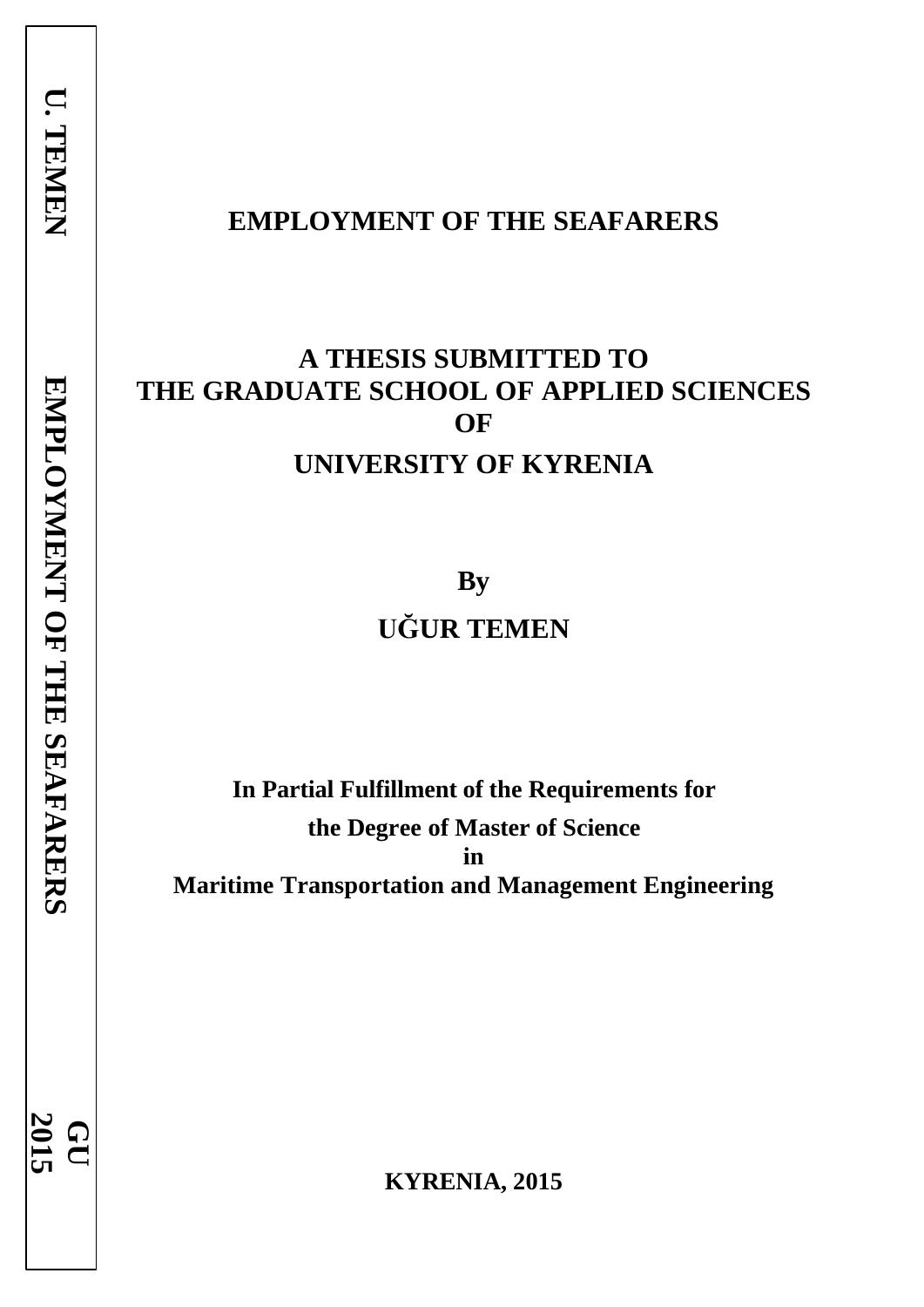# EMPLOYMENT OF THE SEAFARERS

**A THESIS SUBMITTED TO**
**THE GRADUATE SCHOOL OF APPLIED SCIENCES**
**OF**
**UNIVERSITY OF KYRENIA**

**By**

**UĞUR TEMEN**

**In Partial Fulfillment of the Requirements for**
**the Degree of Master of Science**
**in**
**Maritime Transportation and Management Engineering**

**KYRENIA, 2015**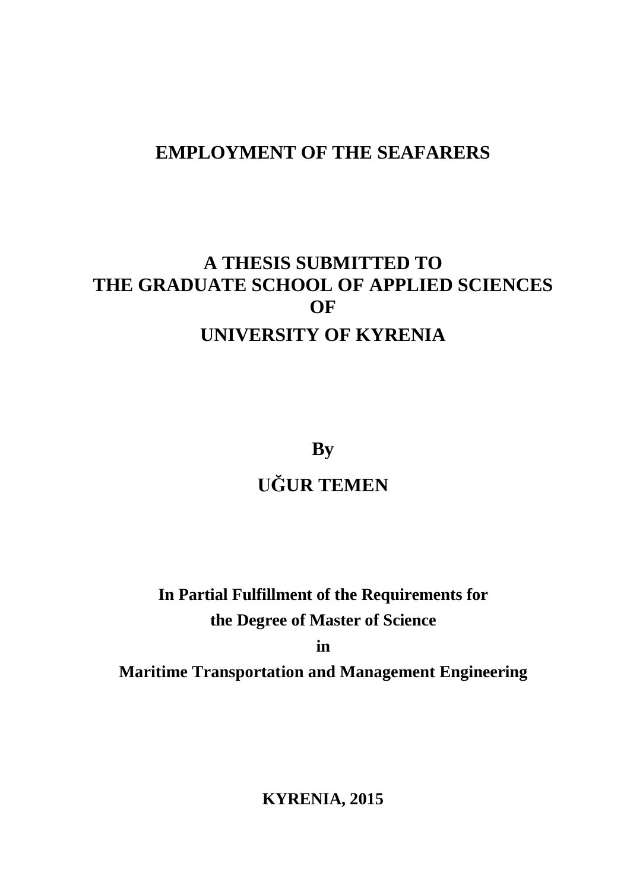# EMPLOYMENT OF THE SEAFARERS

**A THESIS SUBMITTED TO**
**THE GRADUATE SCHOOL OF APPLIED SCIENCES**
**OF**
**UNIVERSITY OF KYRENIA**

**By**

**UĞUR TEMEN**

**In Partial Fulfillment of the Requirements for**
**the Degree of Master of Science**
**in**
**Maritime Transportation and Management Engineering**

**KYRENIA, 2015**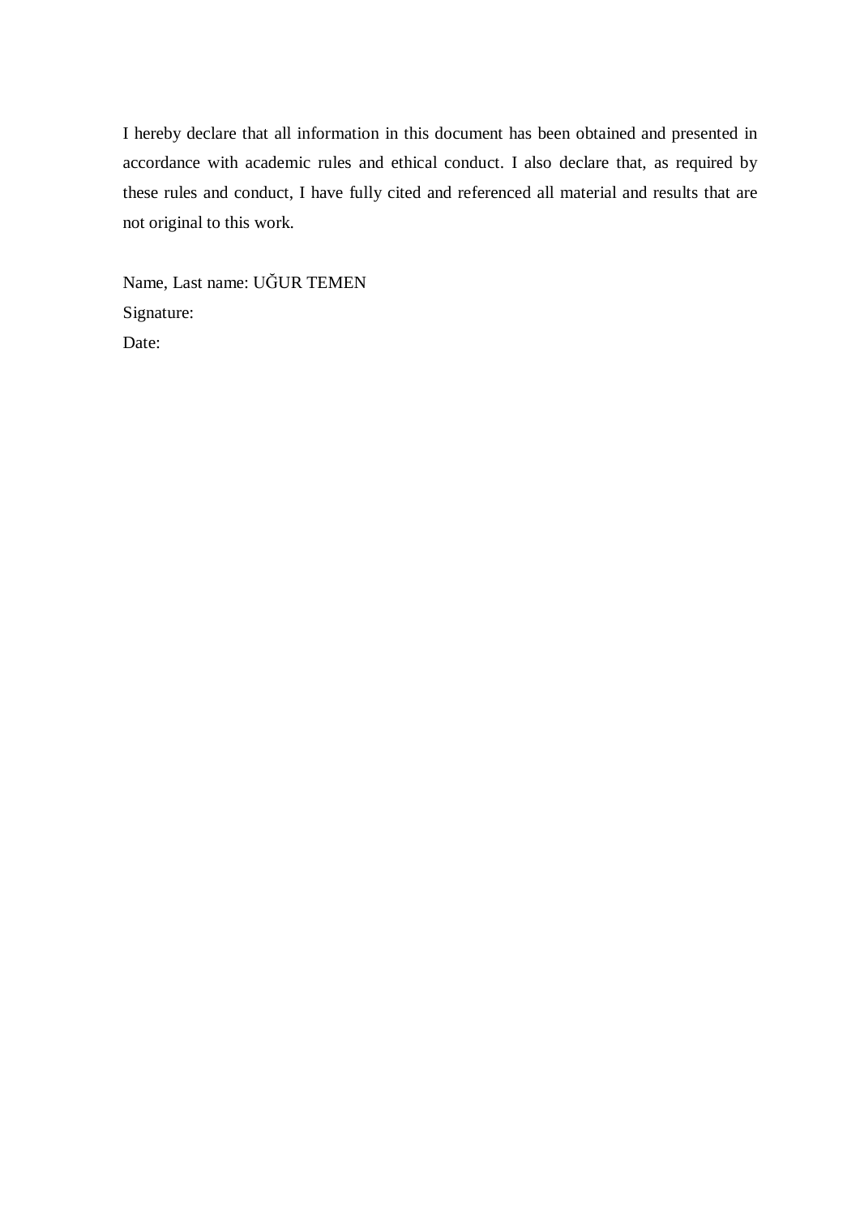I hereby declare that all information in this document has been obtained and presented in accordance with academic rules and ethical conduct. I also declare that, as required by these rules and conduct, I have fully cited and referenced all material and results that are not original to this work.

Name, Last name: UĞUR TEMEN

Signature:

Date: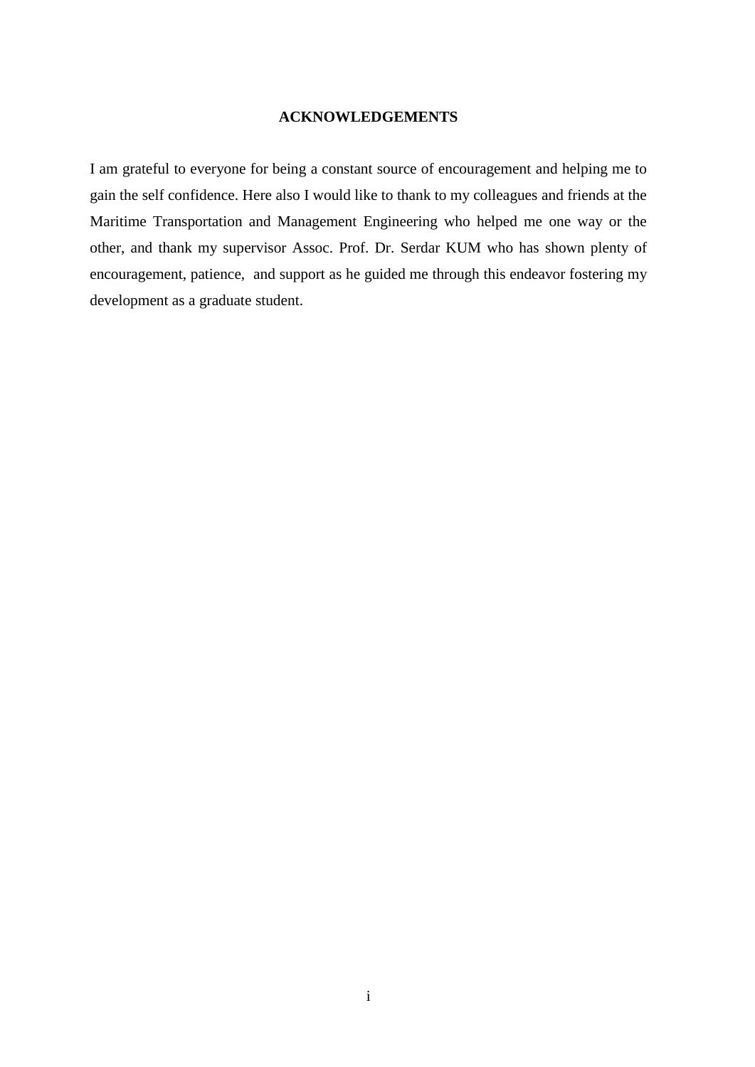# ACKNOWLEDGEMENTS

I am grateful to everyone for being a constant source of encouragement and helping me to gain the self confidence. Here also I would like to thank to my colleagues and friends at the Maritime Transportation and Management Engineering who helped me one way or the other, and thank my supervisor Assoc. Prof. Dr. Serdar KUM who has shown plenty of encouragement, patience, and support as he guided me through this endeavor fostering my development as a graduate student.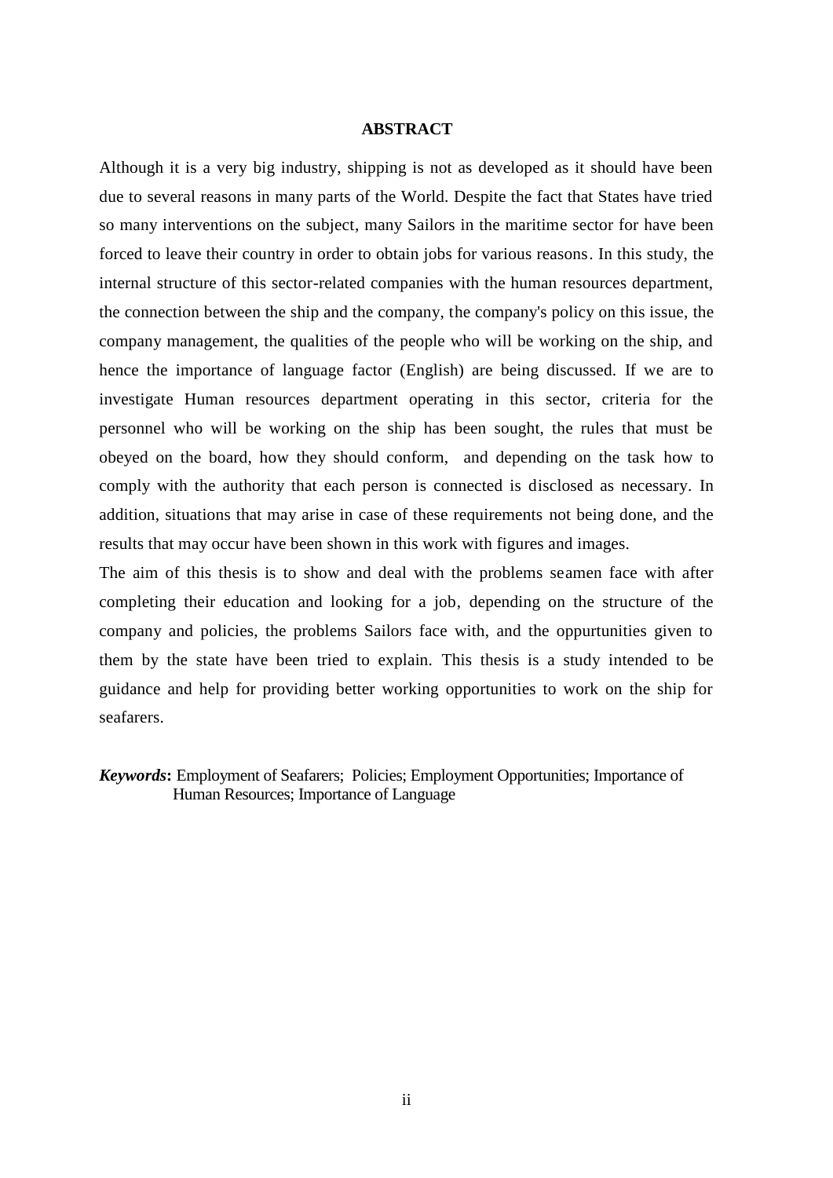# ABSTRACT

Although it is a very big industry, shipping is not as developed as it should have been due to several reasons in many parts of the World. Despite the fact that States have tried so many interventions on the subject, many Sailors in the maritime sector for have been forced to leave their country in order to obtain jobs for various reasons. In this study, the internal structure of this sector-related companies with the human resources department, the connection between the ship and the company, the company's policy on this issue, the company management, the qualities of the people who will be working on the ship, and hence the importance of language factor (English) are being discussed. If we are to investigate Human resources department operating in this sector, criteria for the personnel who will be working on the ship has been sought, the rules that must be obeyed on the board, how they should conform, and depending on the task how to comply with the authority that each person is connected is disclosed as necessary. In addition, situations that may arise in case of these requirements not being done, and the results that may occur have been shown in this work with figures and images.

The aim of this thesis is to show and deal with the problems seamen face with after completing their education and looking for a job, depending on the structure of the company and policies, the problems Sailors face with, and the oppurtunities given to them by the state have been tried to explain. This thesis is a study intended to be guidance and help for providing better working opportunities to work on the ship for seafarers.

***Keywords*:** Employment of Seafarers; Policies; Employment Opportunities; Importance of Human Resources; Importance of Language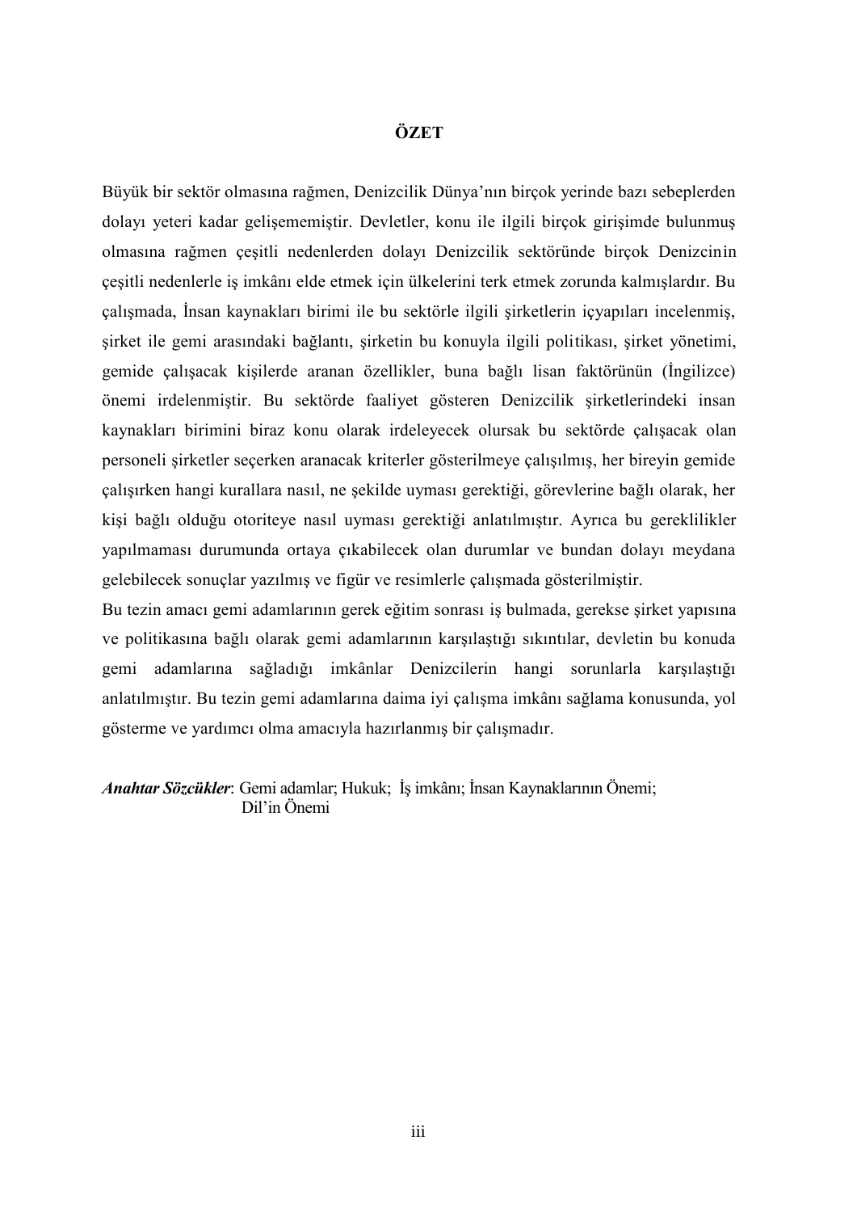# ÖZET

Büyük bir sektör olmasına rağmen, Denizcilik Dünya'nın birçok yerinde bazı sebeplerden dolayı yeteri kadar gelişememiştir. Devletler, konu ile ilgili birçok girişimde bulunmuş olmasına rağmen çeşitli nedenlerden dolayı Denizcilik sektöründe birçok Denizcinin çeşitli nedenlerle iş imkânı elde etmek için ülkelerini terk etmek zorunda kalmışlardır. Bu çalışmada, İnsan kaynakları birimi ile bu sektörle ilgili şirketlerin içyapıları incelenmiş, şirket ile gemi arasındaki bağlantı, şirketin bu konuyla ilgili politikası, şirket yönetimi, gemide çalışacak kişilerde aranan özellikler, buna bağlı lisan faktörünün (İngilizce) önemi irdelenmiştir. Bu sektörde faaliyet gösteren Denizcilik şirketlerindeki insan kaynakları birimini biraz konu olarak irdeleyecek olursak bu sektörde çalışacak olan personeli şirketler seçerken aranacak kriterler gösterilmeye çalışılmış, her bireyin gemide çalışırken hangi kurallara nasıl, ne şekilde uyması gerektiği, görevlerine bağlı olarak, her kişi bağlı olduğu otoriteye nasıl uyması gerektiği anlatılmıştır. Ayrıca bu gereklilikler yapılmaması durumunda ortaya çıkabilecek olan durumlar ve bundan dolayı meydana gelebilecek sonuçlar yazılmış ve figür ve resimlerle çalışmada gösterilmiştir.

Bu tezin amacı gemi adamlarının gerek eğitim sonrası iş bulmada, gerekse şirket yapısına ve politikasına bağlı olarak gemi adamlarının karşılaştığı sıkıntılar, devletin bu konuda gemi adamlarına sağladığı imkânlar Denizcilerin hangi sorunlarla karşılaştığı anlatılmıştır. Bu tezin gemi adamlarına daima iyi çalışma imkânı sağlama konusunda, yol gösterme ve yardımcı olma amacıyla hazırlanmış bir çalışmadır.

***Anahtar Sözcükler***: Gemi adamlar; Hukuk; İş imkânı; İnsan Kaynaklarının Önemi; Dil'in Önemi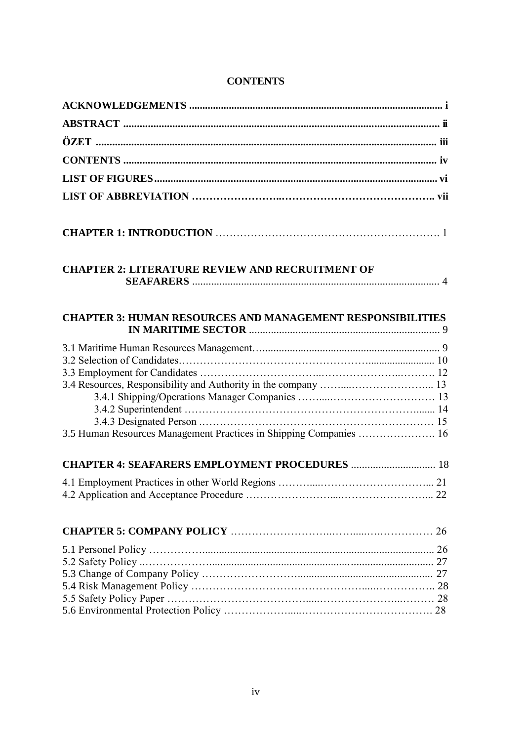# CONTENTS

**ACKNOWLEDGEMENTS** ........................................................................................... **i**

**ABSTRACT** ................................................................................................................. **ii**

**ÖZET** .......................................................................................................................... **iii**

**CONTENTS** ............................................................................................................... **iv**

**LIST OF FIGURES** ..................................................................................................... **vi**

**LIST OF ABBREVIATION** ………………………………………………………….. **vii**

**CHAPTER 1: INTRODUCTION** ………………………………………………………. 1

**CHAPTER 2: LITERATURE REVIEW AND RECRUITMENT OF SEAFARERS** ........................................................................................ 4

**CHAPTER 3: HUMAN RESOURCES AND MANAGEMENT RESPONSIBILITIES IN MARITIME SECTOR** .................................................................... 9

3.1 Maritime Human Resources Management…................................................................ 9
3.2 Selection of Candidates…………………………………………........................ 10
3.3 Employment for Candidates ……………………………………………………… 12
3.4 Resources, Responsibility and Authority in the company ……...…………………... 13
  3.4.1 Shipping/Operations Manager Companies ……...………………………… 13
  3.4.2 Superintendent …………………………………………………………....... 14
  3.4.3 Designated Person .………………………………………………………… 15
3.5 Human Resources Management Practices in Shipping Companies …………………. 16

**CHAPTER 4: SEAFARERS EMPLOYMENT PROCEDURES** ............................. 18

4.1 Employment Practices in other World Regions ………....…………………………... 21
4.2 Application and Acceptance Procedure ……………………....……………………... 22

**CHAPTER 5: COMPANY POLICY** ………………………..……....…..…………… 26

5.1 Personel Policy …………….................................................................................... 26
5.2 Safety Policy ..………………................................................................................. 27
5.3 Change of Company Policy ……………………................................................... 27
5.4 Risk Management Policy …………………………………………....…………….. 28
5.5 Safety Policy Paper ………………………………....……………………...……… 28
5.6 Environmental Protection Policy ………………....………………………………. 28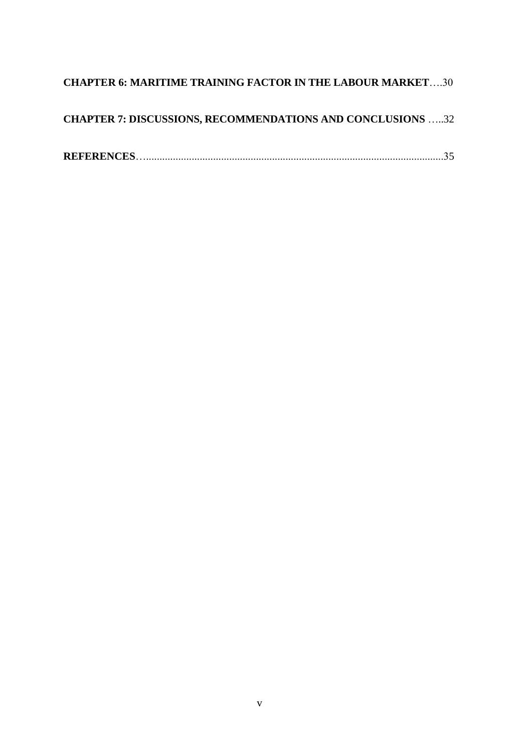**CHAPTER 6: MARITIME TRAINING FACTOR IN THE LABOUR MARKET**….30

**CHAPTER 7: DISCUSSIONS, RECOMMENDATIONS AND CONCLUSIONS** …..32

**REFERENCES**……………………………………………………………………………………35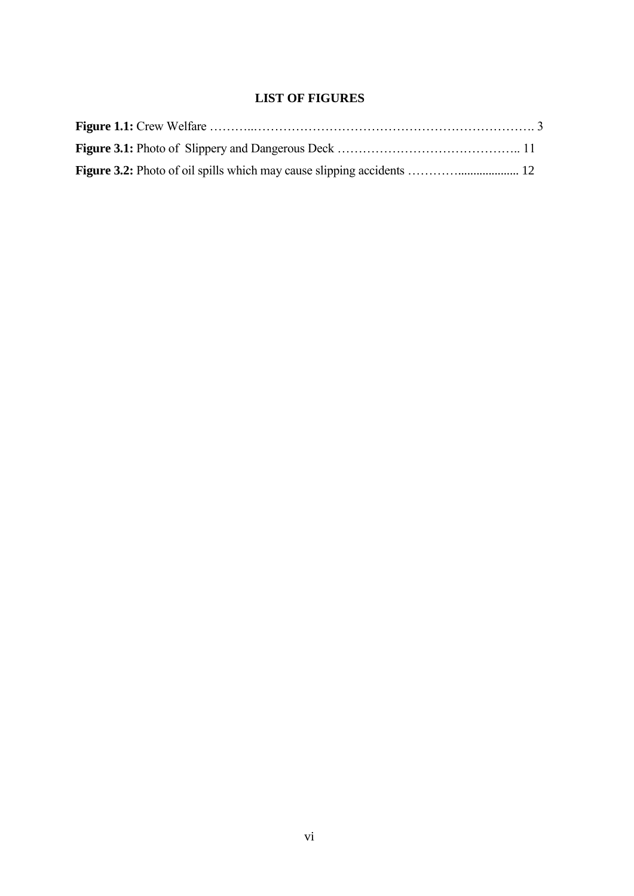# LIST OF FIGURES

**Figure 1.1:** Crew Welfare ……….………………………………………………………. 3

**Figure 3.1:** Photo of Slippery and Dangerous Deck …………………………………….. 11

**Figure 3.2:** Photo of oil spills which may cause slipping accidents …………................... 12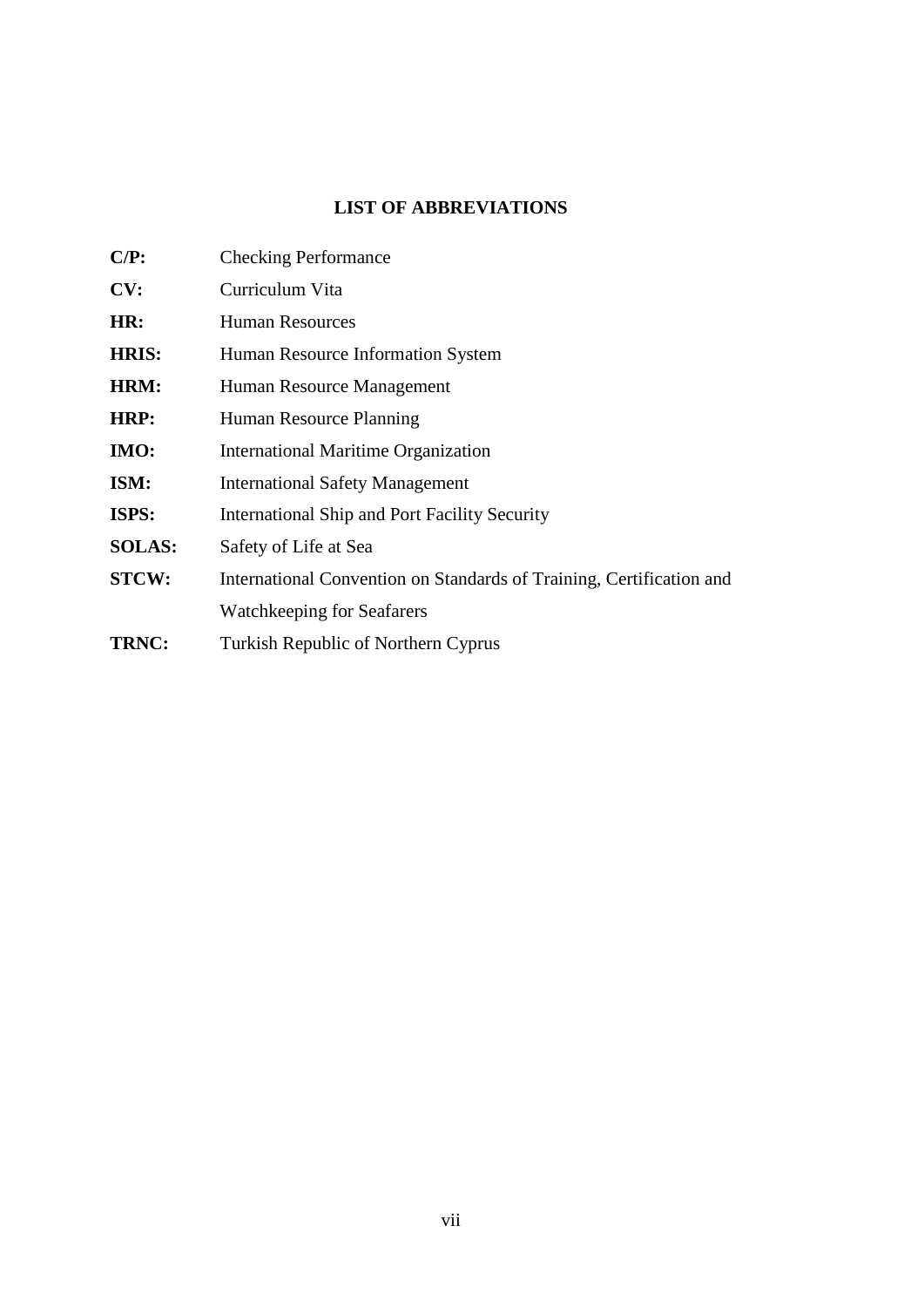## LIST OF ABBREVIATIONS

**C/P:** Checking Performance

**CV:** Curriculum Vita

**HR:** Human Resources

**HRIS:** Human Resource Information System

**HRM:** Human Resource Management

**HRP:** Human Resource Planning

**IMO:** International Maritime Organization

**ISM:** International Safety Management

**ISPS:** International Ship and Port Facility Security

**SOLAS:** Safety of Life at Sea

**STCW:** International Convention on Standards of Training, Certification and Watchkeeping for Seafarers

**TRNC:** Turkish Republic of Northern Cyprus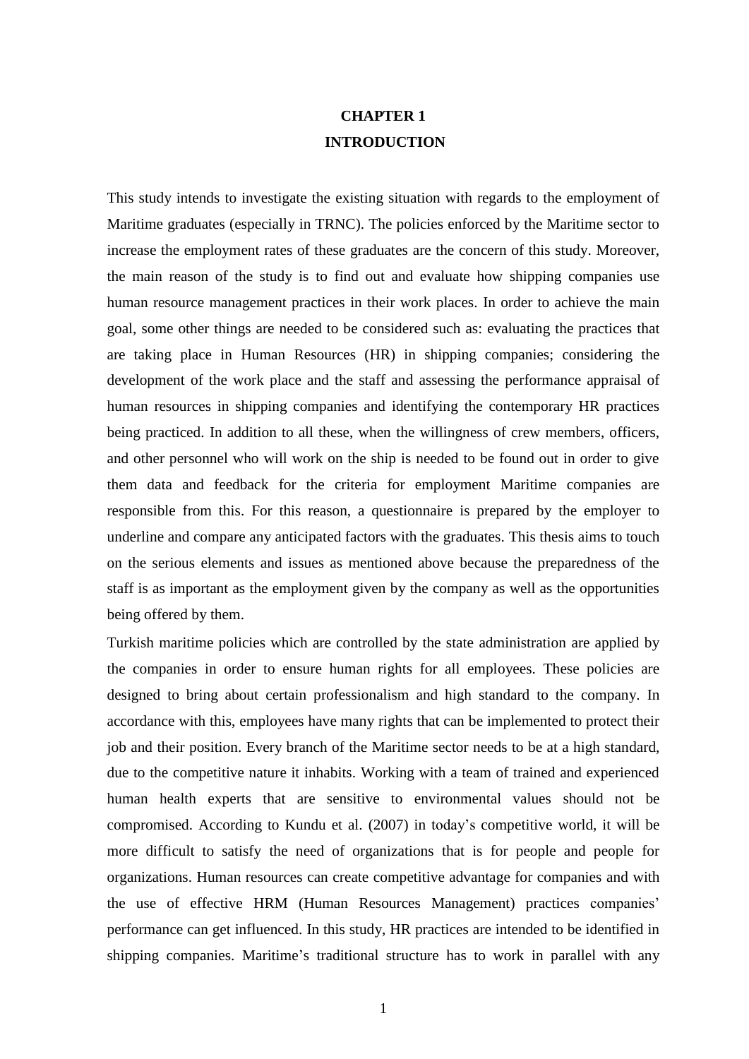# CHAPTER 1
# INTRODUCTION

This study intends to investigate the existing situation with regards to the employment of Maritime graduates (especially in TRNC). The policies enforced by the Maritime sector to increase the employment rates of these graduates are the concern of this study. Moreover, the main reason of the study is to find out and evaluate how shipping companies use human resource management practices in their work places. In order to achieve the main goal, some other things are needed to be considered such as: evaluating the practices that are taking place in Human Resources (HR) in shipping companies; considering the development of the work place and the staff and assessing the performance appraisal of human resources in shipping companies and identifying the contemporary HR practices being practiced. In addition to all these, when the willingness of crew members, officers, and other personnel who will work on the ship is needed to be found out in order to give them data and feedback for the criteria for employment Maritime companies are responsible from this. For this reason, a questionnaire is prepared by the employer to underline and compare any anticipated factors with the graduates. This thesis aims to touch on the serious elements and issues as mentioned above because the preparedness of the staff is as important as the employment given by the company as well as the opportunities being offered by them.

Turkish maritime policies which are controlled by the state administration are applied by the companies in order to ensure human rights for all employees. These policies are designed to bring about certain professionalism and high standard to the company. In accordance with this, employees have many rights that can be implemented to protect their job and their position. Every branch of the Maritime sector needs to be at a high standard, due to the competitive nature it inhabits. Working with a team of trained and experienced human health experts that are sensitive to environmental values should not be compromised. According to Kundu et al. (2007) in today's competitive world, it will be more difficult to satisfy the need of organizations that is for people and people for organizations. Human resources can create competitive advantage for companies and with the use of effective HRM (Human Resources Management) practices companies' performance can get influenced. In this study, HR practices are intended to be identified in shipping companies. Maritime's traditional structure has to work in parallel with any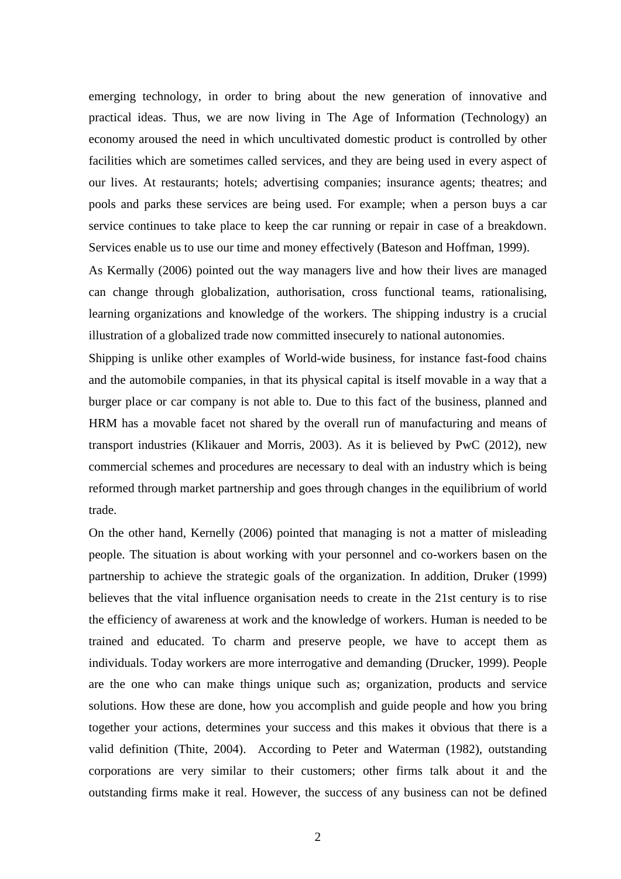emerging technology, in order to bring about the new generation of innovative and practical ideas. Thus, we are now living in The Age of Information (Technology) an economy aroused the need in which uncultivated domestic product is controlled by other facilities which are sometimes called services, and they are being used in every aspect of our lives. At restaurants; hotels; advertising companies; insurance agents; theatres; and pools and parks these services are being used. For example; when a person buys a car service continues to take place to keep the car running or repair in case of a breakdown. Services enable us to use our time and money effectively (Bateson and Hoffman, 1999).

As Kermally (2006) pointed out the way managers live and how their lives are managed can change through globalization, authorisation, cross functional teams, rationalising, learning organizations and knowledge of the workers. The shipping industry is a crucial illustration of a globalized trade now committed insecurely to national autonomies.

Shipping is unlike other examples of World-wide business, for instance fast-food chains and the automobile companies, in that its physical capital is itself movable in a way that a burger place or car company is not able to. Due to this fact of the business, planned and HRM has a movable facet not shared by the overall run of manufacturing and means of transport industries (Klikauer and Morris, 2003). As it is believed by PwC (2012), new commercial schemes and procedures are necessary to deal with an industry which is being reformed through market partnership and goes through changes in the equilibrium of world trade.

On the other hand, Kernelly (2006) pointed that managing is not a matter of misleading people. The situation is about working with your personnel and co-workers basen on the partnership to achieve the strategic goals of the organization. In addition, Druker (1999) believes that the vital influence organisation needs to create in the 21st century is to rise the efficiency of awareness at work and the knowledge of workers. Human is needed to be trained and educated. To charm and preserve people, we have to accept them as individuals. Today workers are more interrogative and demanding (Drucker, 1999). People are the one who can make things unique such as; organization, products and service solutions. How these are done, how you accomplish and guide people and how you bring together your actions, determines your success and this makes it obvious that there is a valid definition (Thite, 2004). According to Peter and Waterman (1982), outstanding corporations are very similar to their customers; other firms talk about it and the outstanding firms make it real. However, the success of any business can not be defined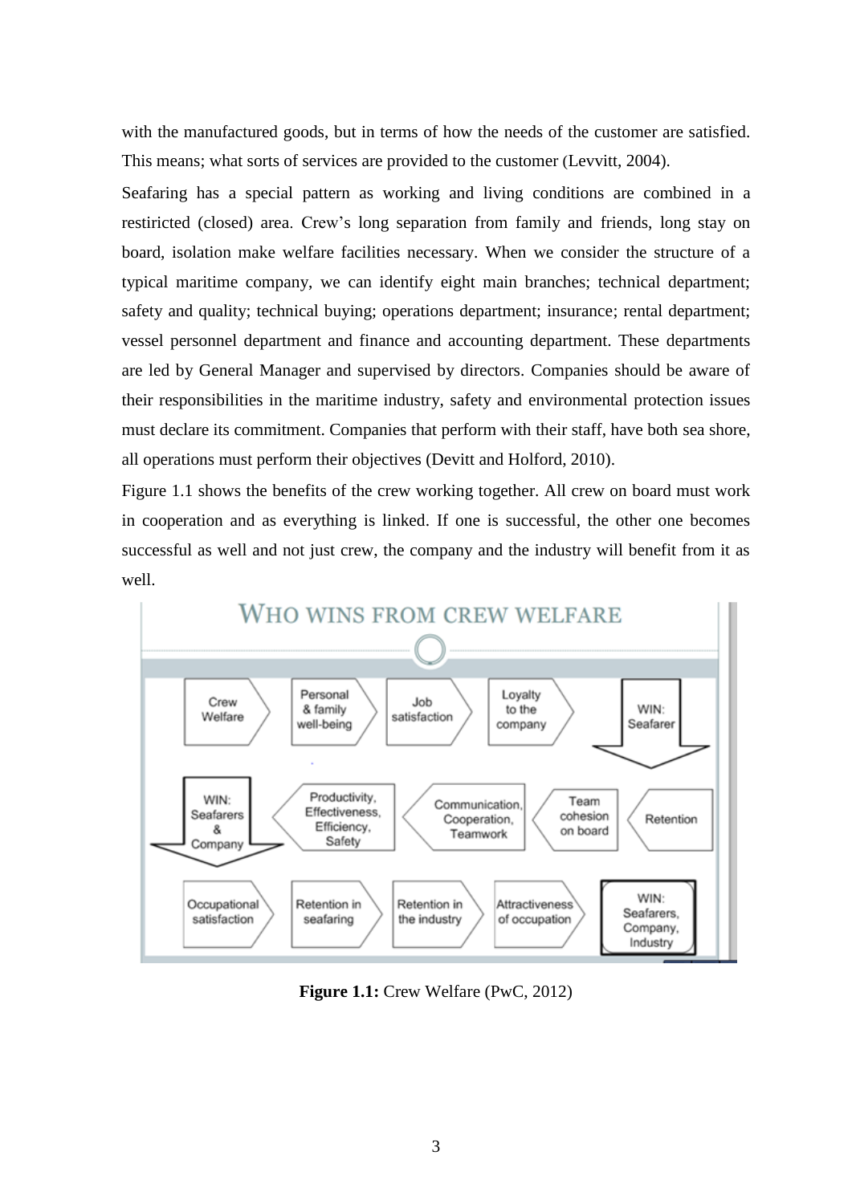with the manufactured goods, but in terms of how the needs of the customer are satisfied. This means; what sorts of services are provided to the customer (Levvitt, 2004).

Seafaring has a special pattern as working and living conditions are combined in a restiricted (closed) area. Crew's long separation from family and friends, long stay on board, isolation make welfare facilities necessary. When we consider the structure of a typical maritime company, we can identify eight main branches; technical department; safety and quality; technical buying; operations department; insurance; rental department; vessel personnel department and finance and accounting department. These departments are led by General Manager and supervised by directors. Companies should be aware of their responsibilities in the maritime industry, safety and environmental protection issues must declare its commitment. Companies that perform with their staff, have both sea shore, all operations must perform their objectives (Devitt and Holford, 2010).

Figure 1.1 shows the benefits of the crew working together. All crew on board must work in cooperation and as everything is linked. If one is successful, the other one becomes successful as well and not just crew, the company and the industry will benefit from it as well.

**Figure 1.1:** Crew Welfare (PwC, 2012)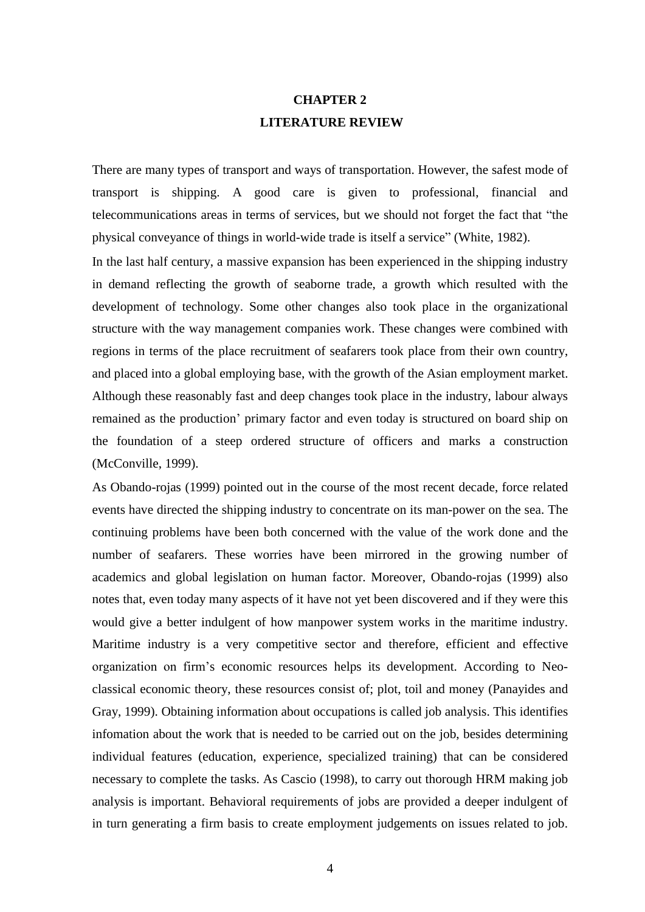# CHAPTER 2
# LITERATURE REVIEW

There are many types of transport and ways of transportation. However, the safest mode of transport is shipping. A good care is given to professional, financial and telecommunications areas in terms of services, but we should not forget the fact that "the physical conveyance of things in world-wide trade is itself a service" (White, 1982).

In the last half century, a massive expansion has been experienced in the shipping industry in demand reflecting the growth of seaborne trade, a growth which resulted with the development of technology. Some other changes also took place in the organizational structure with the way management companies work. These changes were combined with regions in terms of the place recruitment of seafarers took place from their own country, and placed into a global employing base, with the growth of the Asian employment market. Although these reasonably fast and deep changes took place in the industry, labour always remained as the production' primary factor and even today is structured on board ship on the foundation of a steep ordered structure of officers and marks a construction (McConville, 1999).

As Obando-rojas (1999) pointed out in the course of the most recent decade, force related events have directed the shipping industry to concentrate on its man-power on the sea. The continuing problems have been both concerned with the value of the work done and the number of seafarers. These worries have been mirrored in the growing number of academics and global legislation on human factor. Moreover, Obando-rojas (1999) also notes that, even today many aspects of it have not yet been discovered and if they were this would give a better indulgent of how manpower system works in the maritime industry. Maritime industry is a very competitive sector and therefore, efficient and effective organization on firm's economic resources helps its development. According to Neo-classical economic theory, these resources consist of; plot, toil and money (Panayides and Gray, 1999). Obtaining information about occupations is called job analysis. This identifies infomation about the work that is needed to be carried out on the job, besides determining individual features (education, experience, specialized training) that can be considered necessary to complete the tasks. As Cascio (1998), to carry out thorough HRM making job analysis is important. Behavioral requirements of jobs are provided a deeper indulgent of in turn generating a firm basis to create employment judgements on issues related to job.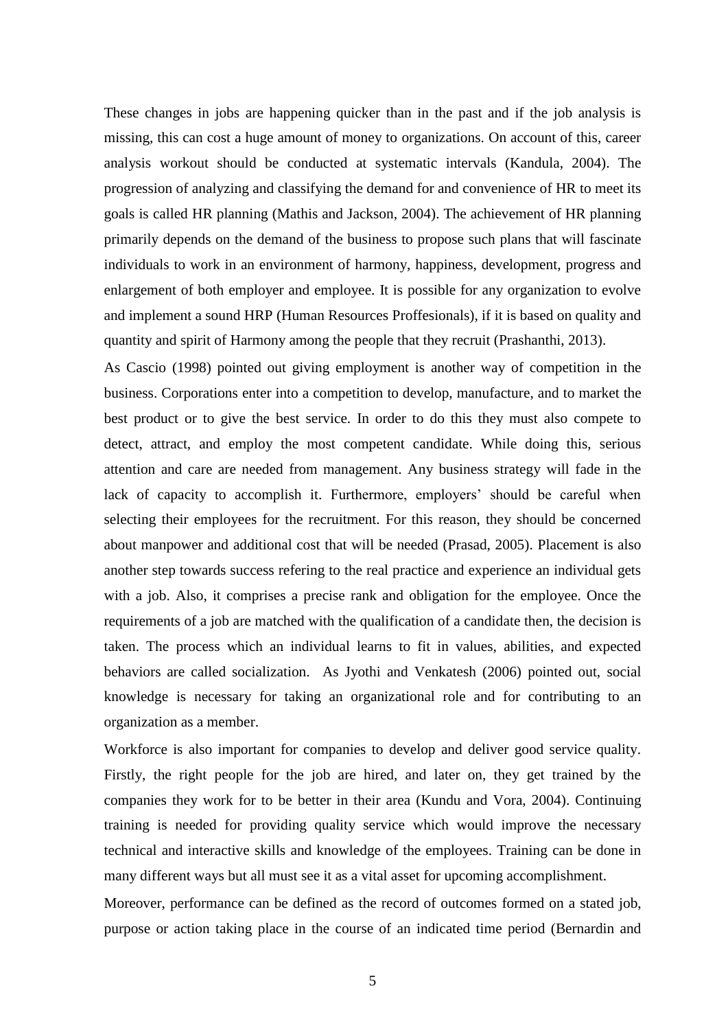These changes in jobs are happening quicker than in the past and if the job analysis is missing, this can cost a huge amount of money to organizations. On account of this, career analysis workout should be conducted at systematic intervals (Kandula, 2004). The progression of analyzing and classifying the demand for and convenience of HR to meet its goals is called HR planning (Mathis and Jackson, 2004). The achievement of HR planning primarily depends on the demand of the business to propose such plans that will fascinate individuals to work in an environment of harmony, happiness, development, progress and enlargement of both employer and employee. It is possible for any organization to evolve and implement a sound HRP (Human Resources Proffesionals), if it is based on quality and quantity and spirit of Harmony among the people that they recruit (Prashanthi, 2013).

As Cascio (1998) pointed out giving employment is another way of competition in the business. Corporations enter into a competition to develop, manufacture, and to market the best product or to give the best service. In order to do this they must also compete to detect, attract, and employ the most competent candidate. While doing this, serious attention and care are needed from management. Any business strategy will fade in the lack of capacity to accomplish it. Furthermore, employers' should be careful when selecting their employees for the recruitment. For this reason, they should be concerned about manpower and additional cost that will be needed (Prasad, 2005). Placement is also another step towards success refering to the real practice and experience an individual gets with a job. Also, it comprises a precise rank and obligation for the employee. Once the requirements of a job are matched with the qualification of a candidate then, the decision is taken. The process which an individual learns to fit in values, abilities, and expected behaviors are called socialization. As Jyothi and Venkatesh (2006) pointed out, social knowledge is necessary for taking an organizational role and for contributing to an organization as a member.

Workforce is also important for companies to develop and deliver good service quality. Firstly, the right people for the job are hired, and later on, they get trained by the companies they work for to be better in their area (Kundu and Vora, 2004). Continuing training is needed for providing quality service which would improve the necessary technical and interactive skills and knowledge of the employees. Training can be done in many different ways but all must see it as a vital asset for upcoming accomplishment.

Moreover, performance can be defined as the record of outcomes formed on a stated job, purpose or action taking place in the course of an indicated time period (Bernardin and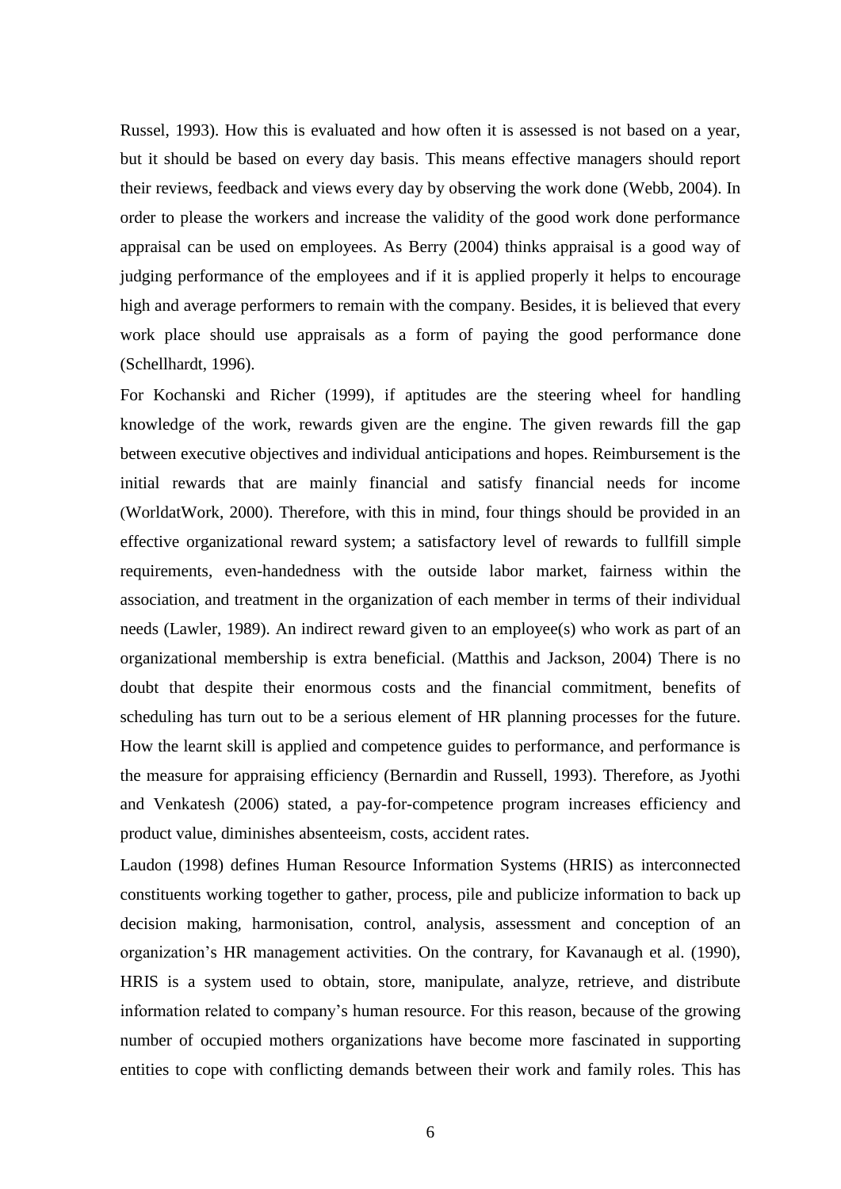Russel, 1993). How this is evaluated and how often it is assessed is not based on a year, but it should be based on every day basis. This means effective managers should report their reviews, feedback and views every day by observing the work done (Webb, 2004). In order to please the workers and increase the validity of the good work done performance appraisal can be used on employees. As Berry (2004) thinks appraisal is a good way of judging performance of the employees and if it is applied properly it helps to encourage high and average performers to remain with the company. Besides, it is believed that every work place should use appraisals as a form of paying the good performance done (Schellhardt, 1996).

For Kochanski and Richer (1999), if aptitudes are the steering wheel for handling knowledge of the work, rewards given are the engine. The given rewards fill the gap between executive objectives and individual anticipations and hopes. Reimbursement is the initial rewards that are mainly financial and satisfy financial needs for income (WorldatWork, 2000). Therefore, with this in mind, four things should be provided in an effective organizational reward system; a satisfactory level of rewards to fullfill simple requirements, even-handedness with the outside labor market, fairness within the association, and treatment in the organization of each member in terms of their individual needs (Lawler, 1989). An indirect reward given to an employee(s) who work as part of an organizational membership is extra beneficial. (Matthis and Jackson, 2004) There is no doubt that despite their enormous costs and the financial commitment, benefits of scheduling has turn out to be a serious element of HR planning processes for the future. How the learnt skill is applied and competence guides to performance, and performance is the measure for appraising efficiency (Bernardin and Russell, 1993). Therefore, as Jyothi and Venkatesh (2006) stated, a pay-for-competence program increases efficiency and product value, diminishes absenteeism, costs, accident rates.

Laudon (1998) defines Human Resource Information Systems (HRIS) as interconnected constituents working together to gather, process, pile and publicize information to back up decision making, harmonisation, control, analysis, assessment and conception of an organization's HR management activities. On the contrary, for Kavanaugh et al. (1990), HRIS is a system used to obtain, store, manipulate, analyze, retrieve, and distribute information related to company's human resource. For this reason, because of the growing number of occupied mothers organizations have become more fascinated in supporting entities to cope with conflicting demands between their work and family roles. This has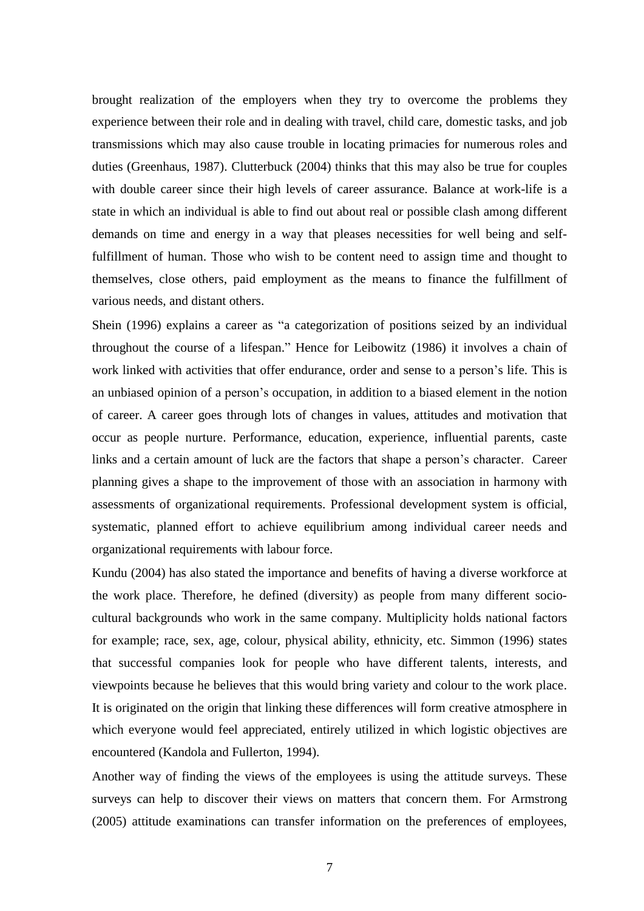brought realization of the employers when they try to overcome the problems they experience between their role and in dealing with travel, child care, domestic tasks, and job transmissions which may also cause trouble in locating primacies for numerous roles and duties (Greenhaus, 1987). Clutterbuck (2004) thinks that this may also be true for couples with double career since their high levels of career assurance. Balance at work-life is a state in which an individual is able to find out about real or possible clash among different demands on time and energy in a way that pleases necessities for well being and self-fulfillment of human. Those who wish to be content need to assign time and thought to themselves, close others, paid employment as the means to finance the fulfillment of various needs, and distant others.

Shein (1996) explains a career as "a categorization of positions seized by an individual throughout the course of a lifespan." Hence for Leibowitz (1986) it involves a chain of work linked with activities that offer endurance, order and sense to a person's life. This is an unbiased opinion of a person's occupation, in addition to a biased element in the notion of career. A career goes through lots of changes in values, attitudes and motivation that occur as people nurture. Performance, education, experience, influential parents, caste links and a certain amount of luck are the factors that shape a person's character. Career planning gives a shape to the improvement of those with an association in harmony with assessments of organizational requirements. Professional development system is official, systematic, planned effort to achieve equilibrium among individual career needs and organizational requirements with labour force.

Kundu (2004) has also stated the importance and benefits of having a diverse workforce at the work place. Therefore, he defined (diversity) as people from many different socio-cultural backgrounds who work in the same company. Multiplicity holds national factors for example; race, sex, age, colour, physical ability, ethnicity, etc. Simmon (1996) states that successful companies look for people who have different talents, interests, and viewpoints because he believes that this would bring variety and colour to the work place. It is originated on the origin that linking these differences will form creative atmosphere in which everyone would feel appreciated, entirely utilized in which logistic objectives are encountered (Kandola and Fullerton, 1994).

Another way of finding the views of the employees is using the attitude surveys. These surveys can help to discover their views on matters that concern them. For Armstrong (2005) attitude examinations can transfer information on the preferences of employees,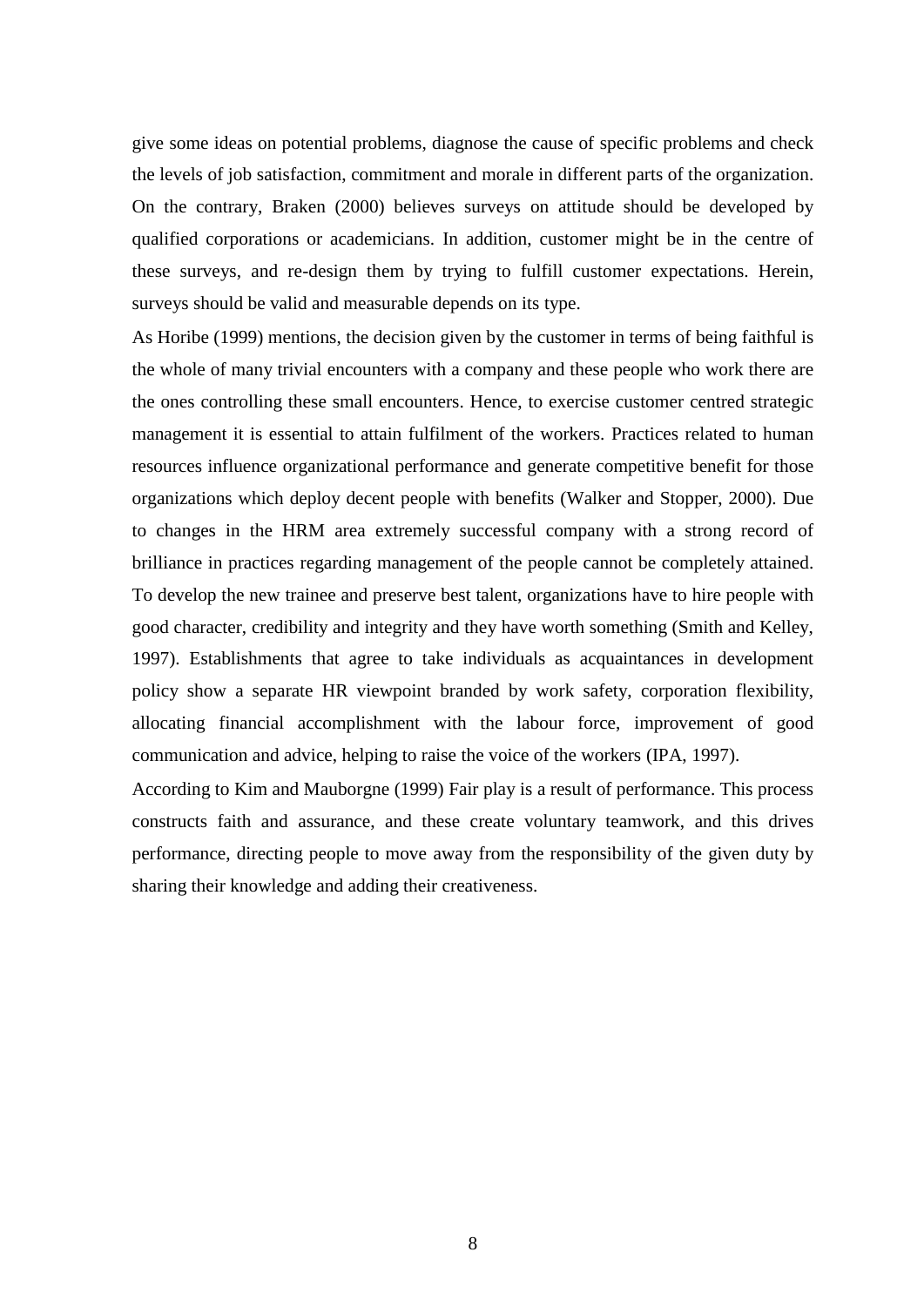give some ideas on potential problems, diagnose the cause of specific problems and check the levels of job satisfaction, commitment and morale in different parts of the organization. On the contrary, Braken (2000) believes surveys on attitude should be developed by qualified corporations or academicians. In addition, customer might be in the centre of these surveys, and re-design them by trying to fulfill customer expectations. Herein, surveys should be valid and measurable depends on its type.

As Horibe (1999) mentions, the decision given by the customer in terms of being faithful is the whole of many trivial encounters with a company and these people who work there are the ones controlling these small encounters. Hence, to exercise customer centred strategic management it is essential to attain fulfilment of the workers. Practices related to human resources influence organizational performance and generate competitive benefit for those organizations which deploy decent people with benefits (Walker and Stopper, 2000). Due to changes in the HRM area extremely successful company with a strong record of brilliance in practices regarding management of the people cannot be completely attained. To develop the new trainee and preserve best talent, organizations have to hire people with good character, credibility and integrity and they have worth something (Smith and Kelley, 1997). Establishments that agree to take individuals as acquaintances in development policy show a separate HR viewpoint branded by work safety, corporation flexibility, allocating financial accomplishment with the labour force, improvement of good communication and advice, helping to raise the voice of the workers (IPA, 1997).

According to Kim and Mauborgne (1999) Fair play is a result of performance. This process constructs faith and assurance, and these create voluntary teamwork, and this drives performance, directing people to move away from the responsibility of the given duty by sharing their knowledge and adding their creativeness.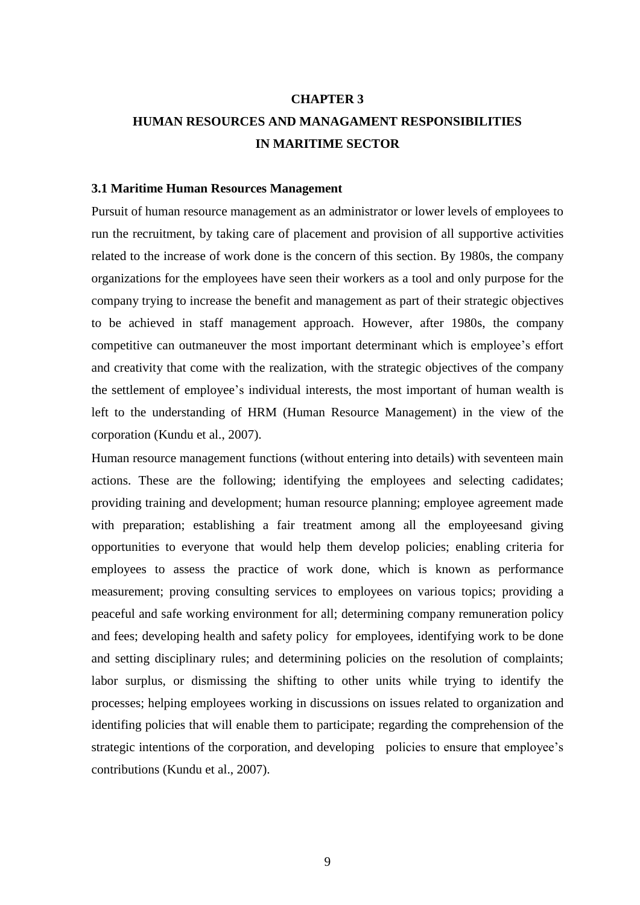# CHAPTER 3

# HUMAN RESOURCES AND MANAGAMENT RESPONSIBILITIES IN MARITIME SECTOR

## 3.1 Maritime Human Resources Management

Pursuit of human resource management as an administrator or lower levels of employees to run the recruitment, by taking care of placement and provision of all supportive activities related to the increase of work done is the concern of this section. By 1980s, the company organizations for the employees have seen their workers as a tool and only purpose for the company trying to increase the benefit and management as part of their strategic objectives to be achieved in staff management approach. However, after 1980s, the company competitive can outmaneuver the most important determinant which is employee's effort and creativity that come with the realization, with the strategic objectives of the company the settlement of employee's individual interests, the most important of human wealth is left to the understanding of HRM (Human Resource Management) in the view of the corporation (Kundu et al., 2007).

Human resource management functions (without entering into details) with seventeen main actions. These are the following; identifying the employees and selecting cadidates; providing training and development; human resource planning; employee agreement made with preparation; establishing a fair treatment among all the employeesand giving opportunities to everyone that would help them develop policies; enabling criteria for employees to assess the practice of work done, which is known as performance measurement; proving consulting services to employees on various topics; providing a peaceful and safe working environment for all; determining company remuneration policy and fees; developing health and safety policy for employees, identifying work to be done and setting disciplinary rules; and determining policies on the resolution of complaints; labor surplus, or dismissing the shifting to other units while trying to identify the processes; helping employees working in discussions on issues related to organization and identifing policies that will enable them to participate; regarding the comprehension of the strategic intentions of the corporation, and developing policies to ensure that employee's contributions (Kundu et al., 2007).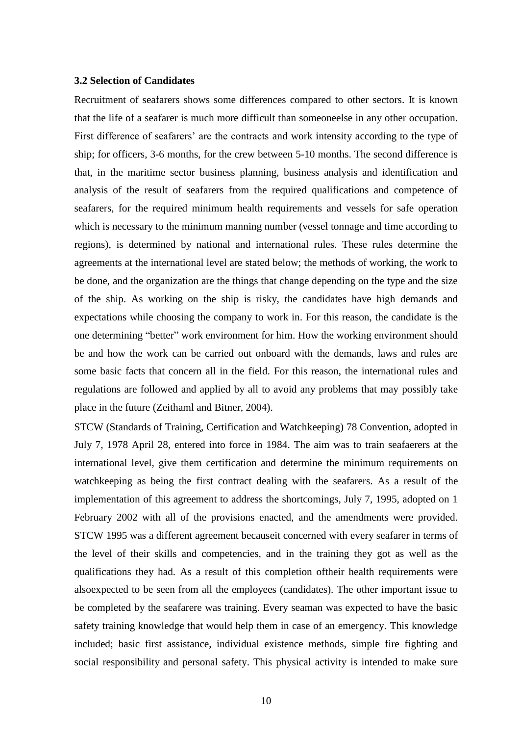### 3.2 Selection of Candidates

Recruitment of seafarers shows some differences compared to other sectors. It is known that the life of a seafarer is much more difficult than someoneelse in any other occupation. First difference of seafarers' are the contracts and work intensity according to the type of ship; for officers, 3-6 months, for the crew between 5-10 months. The second difference is that, in the maritime sector business planning, business analysis and identification and analysis of the result of seafarers from the required qualifications and competence of seafarers, for the required minimum health requirements and vessels for safe operation which is necessary to the minimum manning number (vessel tonnage and time according to regions), is determined by national and international rules. These rules determine the agreements at the international level are stated below; the methods of working, the work to be done, and the organization are the things that change depending on the type and the size of the ship. As working on the ship is risky, the candidates have high demands and expectations while choosing the company to work in. For this reason, the candidate is the one determining "better" work environment for him. How the working environment should be and how the work can be carried out onboard with the demands, laws and rules are some basic facts that concern all in the field. For this reason, the international rules and regulations are followed and applied by all to avoid any problems that may possibly take place in the future (Zeithaml and Bitner, 2004).

STCW (Standards of Training, Certification and Watchkeeping) 78 Convention, adopted in July 7, 1978 April 28, entered into force in 1984. The aim was to train seafaerers at the international level, give them certification and determine the minimum requirements on watchkeeping as being the first contract dealing with the seafarers. As a result of the implementation of this agreement to address the shortcomings, July 7, 1995, adopted on 1 February 2002 with all of the provisions enacted, and the amendments were provided. STCW 1995 was a different agreement becauseit concerned with every seafarer in terms of the level of their skills and competencies, and in the training they got as well as the qualifications they had. As a result of this completion oftheir health requirements were alsoexpected to be seen from all the employees (candidates). The other important issue to be completed by the seafarere was training. Every seaman was expected to have the basic safety training knowledge that would help them in case of an emergency. This knowledge included; basic first assistance, individual existence methods, simple fire fighting and social responsibility and personal safety. This physical activity is intended to make sure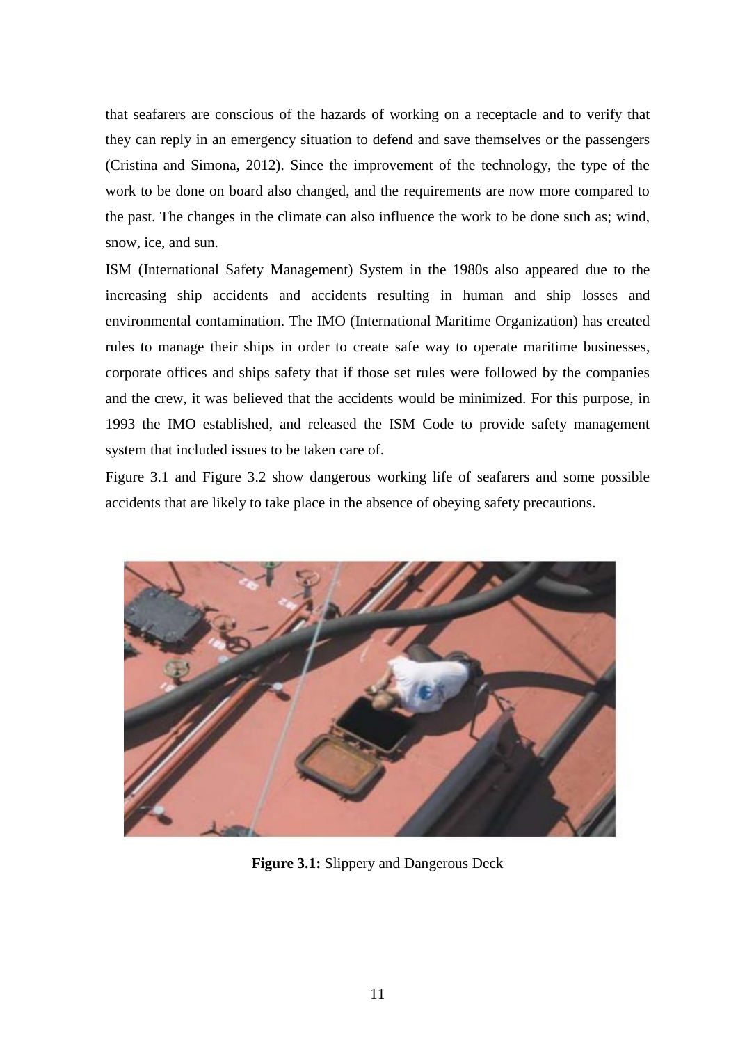that seafarers are conscious of the hazards of working on a receptacle and to verify that they can reply in an emergency situation to defend and save themselves or the passengers (Cristina and Simona, 2012). Since the improvement of the technology, the type of the work to be done on board also changed, and the requirements are now more compared to the past. The changes in the climate can also influence the work to be done such as; wind, snow, ice, and sun.

ISM (International Safety Management) System in the 1980s also appeared due to the increasing ship accidents and accidents resulting in human and ship losses and environmental contamination. The IMO (International Maritime Organization) has created rules to manage their ships in order to create safe way to operate maritime businesses, corporate offices and ships safety that if those set rules were followed by the companies and the crew, it was believed that the accidents would be minimized. For this purpose, in 1993 the IMO established, and released the ISM Code to provide safety management system that included issues to be taken care of.

Figure 3.1 and Figure 3.2 show dangerous working life of seafarers and some possible accidents that are likely to take place in the absence of obeying safety precautions.

**Figure 3.1:** Slippery and Dangerous Deck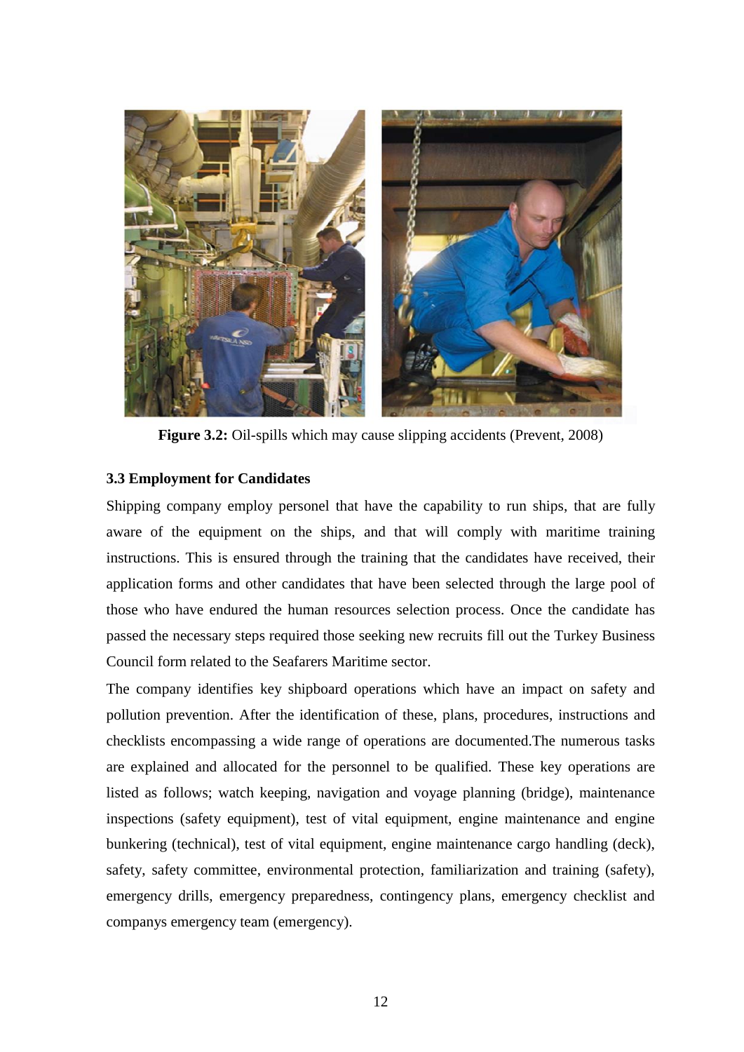**Figure 3.2:** Oil-spills which may cause slipping accidents (Prevent, 2008)

### 3.3 Employment for Candidates

Shipping company employ personel that have the capability to run ships, that are fully aware of the equipment on the ships, and that will comply with maritime training instructions. This is ensured through the training that the candidates have received, their application forms and other candidates that have been selected through the large pool of those who have endured the human resources selection process. Once the candidate has passed the necessary steps required those seeking new recruits fill out the Turkey Business Council form related to the Seafarers Maritime sector.

The company identifies key shipboard operations which have an impact on safety and pollution prevention. After the identification of these, plans, procedures, instructions and checklists encompassing a wide range of operations are documented.The numerous tasks are explained and allocated for the personnel to be qualified. These key operations are listed as follows; watch keeping, navigation and voyage planning (bridge), maintenance inspections (safety equipment), test of vital equipment, engine maintenance and engine bunkering (technical), test of vital equipment, engine maintenance cargo handling (deck), safety, safety committee, environmental protection, familiarization and training (safety), emergency drills, emergency preparedness, contingency plans, emergency checklist and companys emergency team (emergency).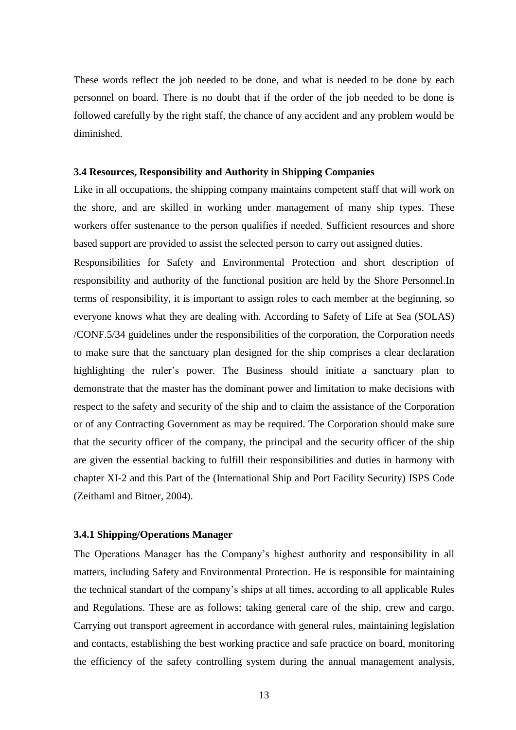These words reflect the job needed to be done, and what is needed to be done by each personnel on board. There is no doubt that if the order of the job needed to be done is followed carefully by the right staff, the chance of any accident and any problem would be diminished.

### 3.4 Resources, Responsibility and Authority in Shipping Companies

Like in all occupations, the shipping company maintains competent staff that will work on the shore, and are skilled in working under management of many ship types. These workers offer sustenance to the person qualifies if needed. Sufficient resources and shore based support are provided to assist the selected person to carry out assigned duties.

Responsibilities for Safety and Environmental Protection and short description of responsibility and authority of the functional position are held by the Shore Personnel.In terms of responsibility, it is important to assign roles to each member at the beginning, so everyone knows what they are dealing with. According to Safety of Life at Sea (SOLAS) /CONF.5/34 guidelines under the responsibilities of the corporation, the Corporation needs to make sure that the sanctuary plan designed for the ship comprises a clear declaration highlighting the ruler's power. The Business should initiate a sanctuary plan to demonstrate that the master has the dominant power and limitation to make decisions with respect to the safety and security of the ship and to claim the assistance of the Corporation or of any Contracting Government as may be required. The Corporation should make sure that the security officer of the company, the principal and the security officer of the ship are given the essential backing to fulfill their responsibilities and duties in harmony with chapter XI-2 and this Part of the (International Ship and Port Facility Security) ISPS Code (Zeithaml and Bitner, 2004).

#### 3.4.1 Shipping/Operations Manager

The Operations Manager has the Company's highest authority and responsibility in all matters, including Safety and Environmental Protection. He is responsible for maintaining the technical standart of the company's ships at all times, according to all applicable Rules and Regulations. These are as follows; taking general care of the ship, crew and cargo, Carrying out transport agreement in accordance with general rules, maintaining legislation and contacts, establishing the best working practice and safe practice on board, monitoring the efficiency of the safety controlling system during the annual management analysis,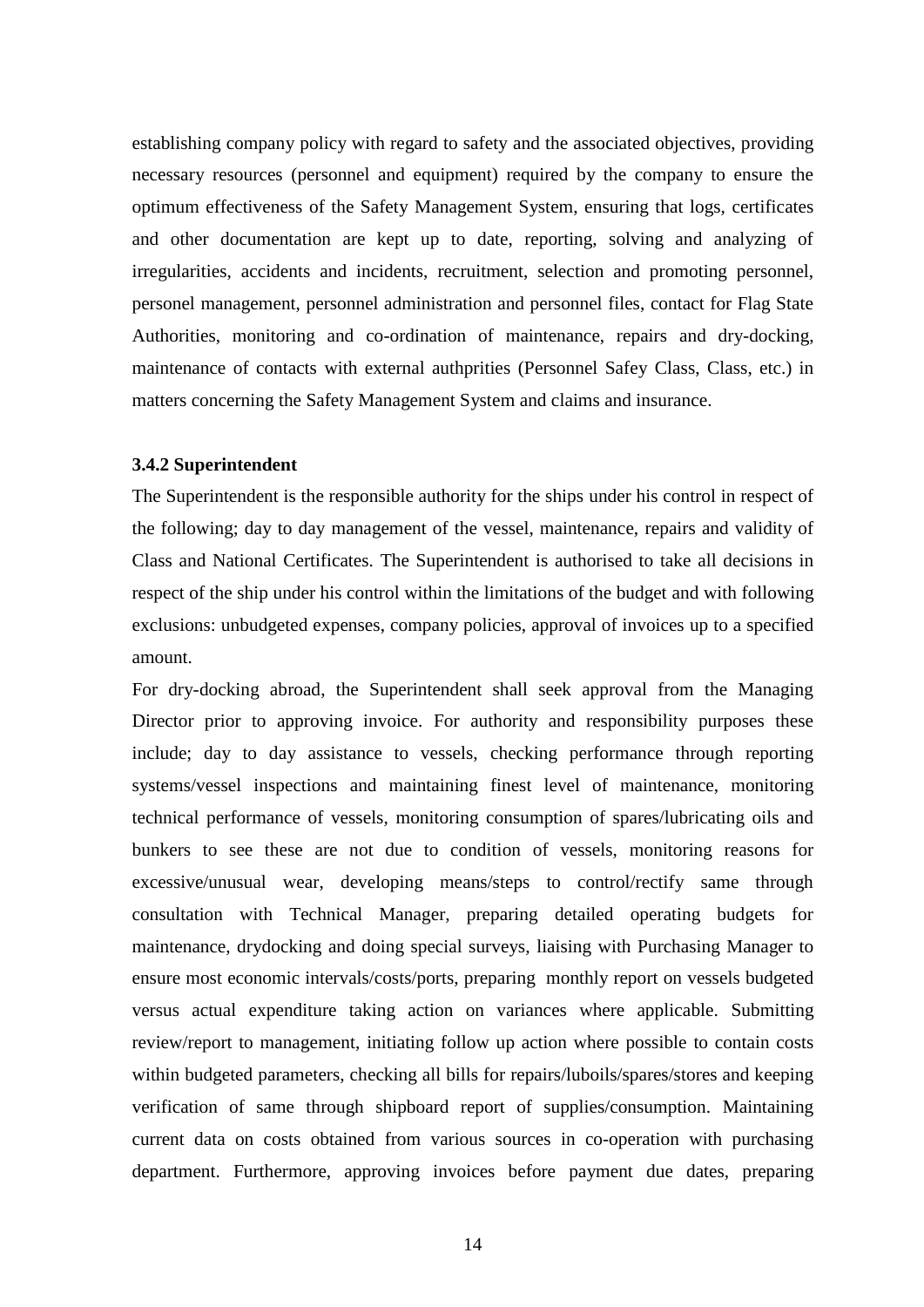establishing company policy with regard to safety and the associated objectives, providing necessary resources (personnel and equipment) required by the company to ensure the optimum effectiveness of the Safety Management System, ensuring that logs, certificates and other documentation are kept up to date, reporting, solving and analyzing of irregularities, accidents and incidents, recruitment, selection and promoting personnel, personel management, personnel administration and personnel files, contact for Flag State Authorities, monitoring and co-ordination of maintenance, repairs and dry-docking, maintenance of contacts with external authprities (Personnel Safey Class, Class, etc.) in matters concerning the Safety Management System and claims and insurance.

### 3.4.2 Superintendent

The Superintendent is the responsible authority for the ships under his control in respect of the following; day to day management of the vessel, maintenance, repairs and validity of Class and National Certificates. The Superintendent is authorised to take all decisions in respect of the ship under his control within the limitations of the budget and with following exclusions: unbudgeted expenses, company policies, approval of invoices up to a specified amount.

For dry-docking abroad, the Superintendent shall seek approval from the Managing Director prior to approving invoice. For authority and responsibility purposes these include; day to day assistance to vessels, checking performance through reporting systems/vessel inspections and maintaining finest level of maintenance, monitoring technical performance of vessels, monitoring consumption of spares/lubricating oils and bunkers to see these are not due to condition of vessels, monitoring reasons for excessive/unusual wear, developing means/steps to control/rectify same through consultation with Technical Manager, preparing detailed operating budgets for maintenance, drydocking and doing special surveys, liaising with Purchasing Manager to ensure most economic intervals/costs/ports, preparing monthly report on vessels budgeted versus actual expenditure taking action on variances where applicable. Submitting review/report to management, initiating follow up action where possible to contain costs within budgeted parameters, checking all bills for repairs/luboils/spares/stores and keeping verification of same through shipboard report of supplies/consumption. Maintaining current data on costs obtained from various sources in co-operation with purchasing department. Furthermore, approving invoices before payment due dates, preparing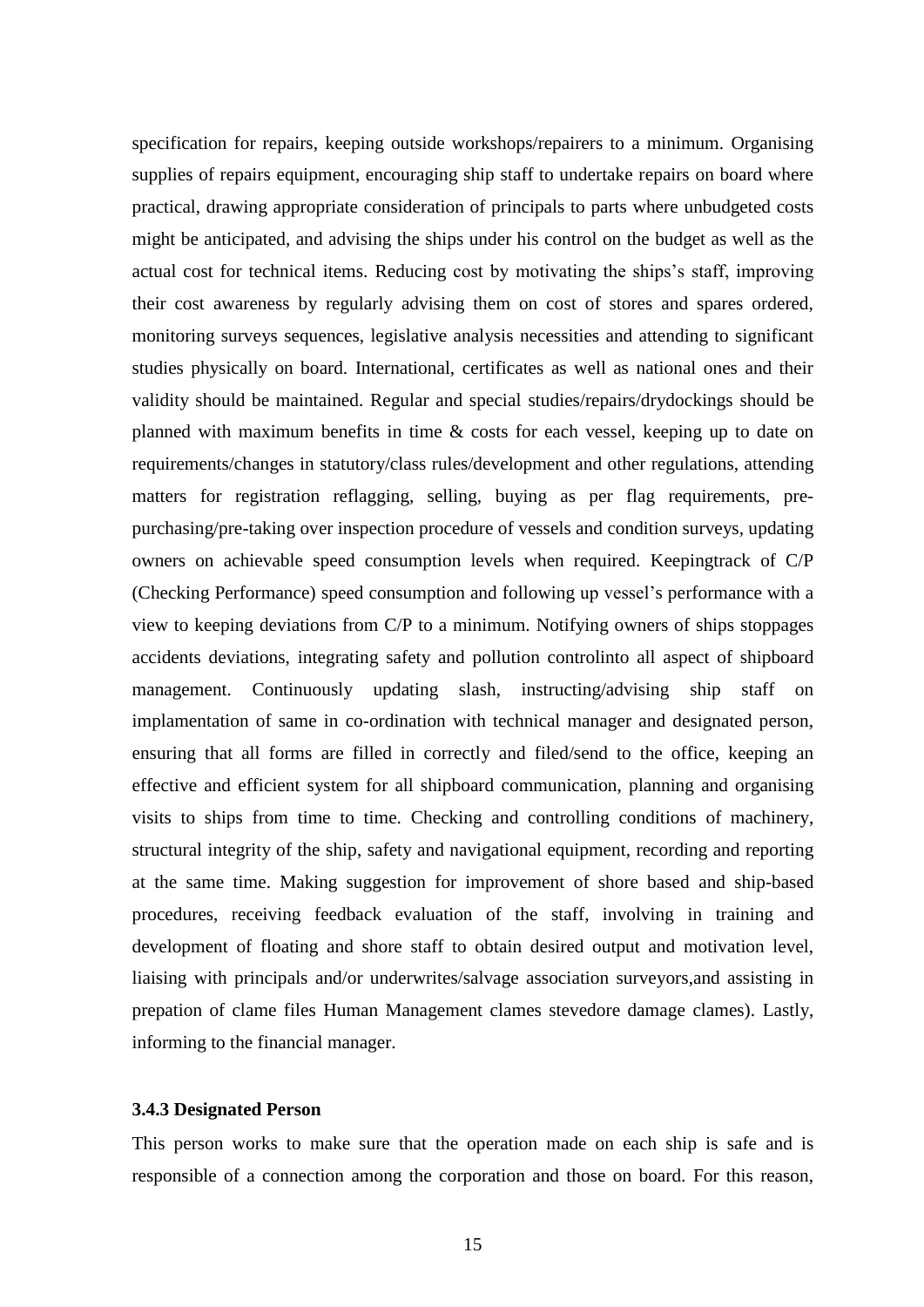specification for repairs, keeping outside workshops/repairers to a minimum. Organising supplies of repairs equipment, encouraging ship staff to undertake repairs on board where practical, drawing appropriate consideration of principals to parts where unbudgeted costs might be anticipated, and advising the ships under his control on the budget as well as the actual cost for technical items. Reducing cost by motivating the ships's staff, improving their cost awareness by regularly advising them on cost of stores and spares ordered, monitoring surveys sequences, legislative analysis necessities and attending to significant studies physically on board. International, certificates as well as national ones and their validity should be maintained. Regular and special studies/repairs/drydockings should be planned with maximum benefits in time & costs for each vessel, keeping up to date on requirements/changes in statutory/class rules/development and other regulations, attending matters for registration reflagging, selling, buying as per flag requirements, pre-purchasing/pre-taking over inspection procedure of vessels and condition surveys, updating owners on achievable speed consumption levels when required. Keepingtrack of C/P (Checking Performance) speed consumption and following up vessel's performance with a view to keeping deviations from C/P to a minimum. Notifying owners of ships stoppages accidents deviations, integrating safety and pollution controlinto all aspect of shipboard management. Continuously updating slash, instructing/advising ship staff on implamentation of same in co-ordination with technical manager and designated person, ensuring that all forms are filled in correctly and filed/send to the office, keeping an effective and efficient system for all shipboard communication, planning and organising visits to ships from time to time. Checking and controlling conditions of machinery, structural integrity of the ship, safety and navigational equipment, recording and reporting at the same time. Making suggestion for improvement of shore based and ship-based procedures, receiving feedback evaluation of the staff, involving in training and development of floating and shore staff to obtain desired output and motivation level, liaising with principals and/or underwrites/salvage association surveyors,and assisting in prepation of clame files Human Management clames stevedore damage clames). Lastly, informing to the financial manager.

#### 3.4.3 Designated Person

This person works to make sure that the operation made on each ship is safe and is responsible of a connection among the corporation and those on board. For this reason,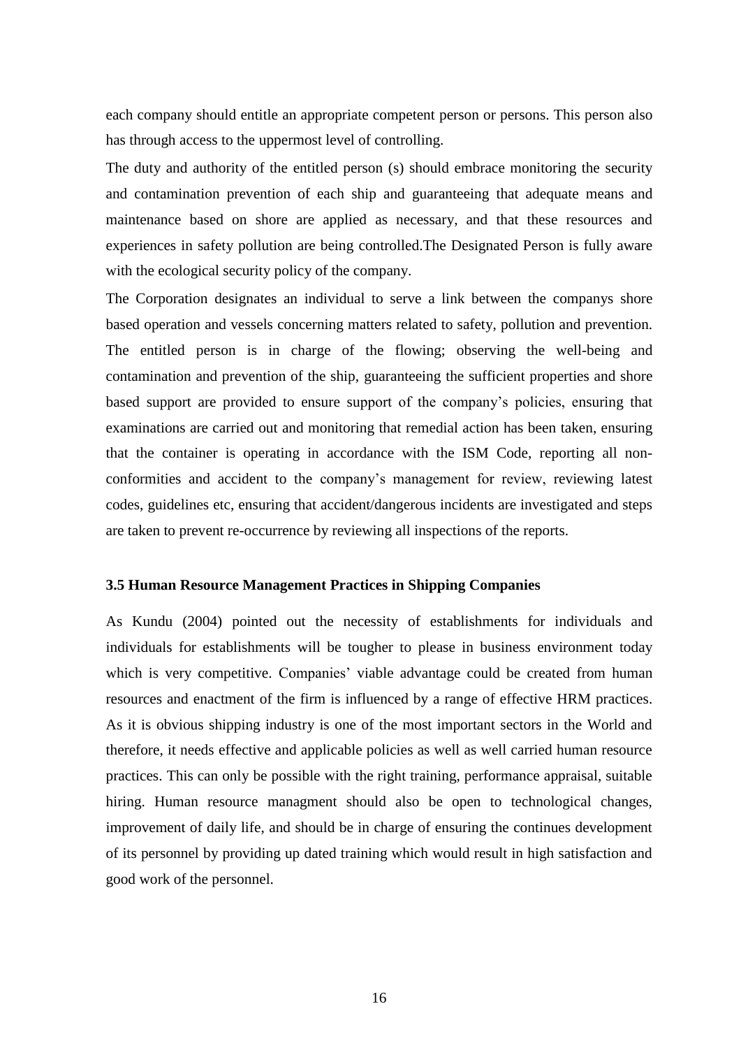each company should entitle an appropriate competent person or persons. This person also has through access to the uppermost level of controlling.

The duty and authority of the entitled person (s) should embrace monitoring the security and contamination prevention of each ship and guaranteeing that adequate means and maintenance based on shore are applied as necessary, and that these resources and experiences in safety pollution are being controlled.The Designated Person is fully aware with the ecological security policy of the company.

The Corporation designates an individual to serve a link between the companys shore based operation and vessels concerning matters related to safety, pollution and prevention. The entitled person is in charge of the flowing; observing the well-being and contamination and prevention of the ship, guaranteeing the sufficient properties and shore based support are provided to ensure support of the company's policies, ensuring that examinations are carried out and monitoring that remedial action has been taken, ensuring that the container is operating in accordance with the ISM Code, reporting all non-conformities and accident to the company's management for review, reviewing latest codes, guidelines etc, ensuring that accident/dangerous incidents are investigated and steps are taken to prevent re-occurrence by reviewing all inspections of the reports.

### 3.5 Human Resource Management Practices in Shipping Companies

As Kundu (2004) pointed out the necessity of establishments for individuals and individuals for establishments will be tougher to please in business environment today which is very competitive. Companies' viable advantage could be created from human resources and enactment of the firm is influenced by a range of effective HRM practices. As it is obvious shipping industry is one of the most important sectors in the World and therefore, it needs effective and applicable policies as well as well carried human resource practices. This can only be possible with the right training, performance appraisal, suitable hiring. Human resource managment should also be open to technological changes, improvement of daily life, and should be in charge of ensuring the continues development of its personnel by providing up dated training which would result in high satisfaction and good work of the personnel.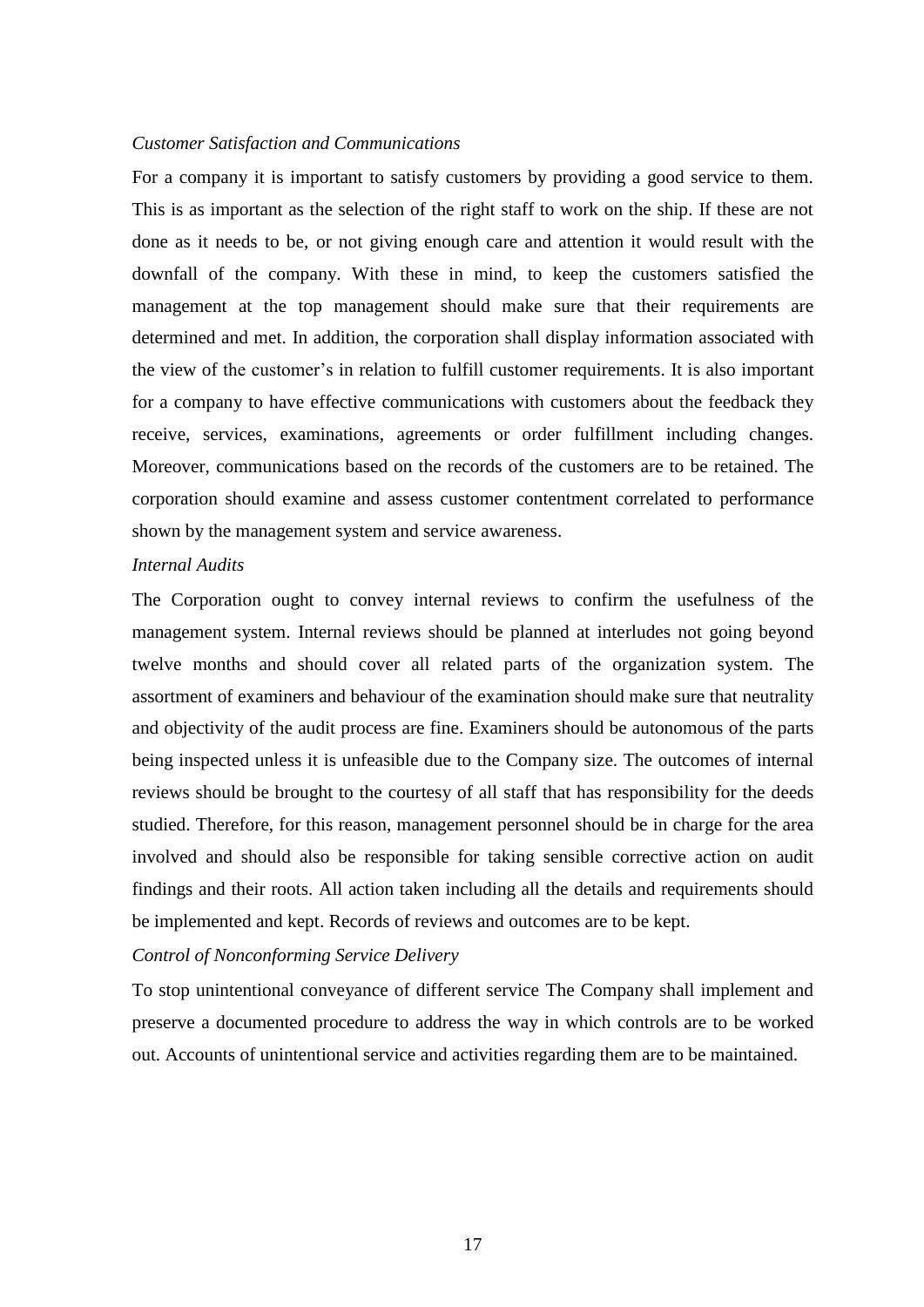*Customer Satisfaction and Communications*

For a company it is important to satisfy customers by providing a good service to them. This is as important as the selection of the right staff to work on the ship. If these are not done as it needs to be, or not giving enough care and attention it would result with the downfall of the company. With these in mind, to keep the customers satisfied the management at the top management should make sure that their requirements are determined and met. In addition, the corporation shall display information associated with the view of the customer's in relation to fulfill customer requirements. It is also important for a company to have effective communications with customers about the feedback they receive, services, examinations, agreements or order fulfillment including changes. Moreover, communications based on the records of the customers are to be retained. The corporation should examine and assess customer contentment correlated to performance shown by the management system and service awareness.

*Internal Audits*

The Corporation ought to convey internal reviews to confirm the usefulness of the management system. Internal reviews should be planned at interludes not going beyond twelve months and should cover all related parts of the organization system. The assortment of examiners and behaviour of the examination should make sure that neutrality and objectivity of the audit process are fine. Examiners should be autonomous of the parts being inspected unless it is unfeasible due to the Company size. The outcomes of internal reviews should be brought to the courtesy of all staff that has responsibility for the deeds studied. Therefore, for this reason, management personnel should be in charge for the area involved and should also be responsible for taking sensible corrective action on audit findings and their roots. All action taken including all the details and requirements should be implemented and kept. Records of reviews and outcomes are to be kept.

*Control of Nonconforming Service Delivery*

To stop unintentional conveyance of different service The Company shall implement and preserve a documented procedure to address the way in which controls are to be worked out. Accounts of unintentional service and activities regarding them are to be maintained.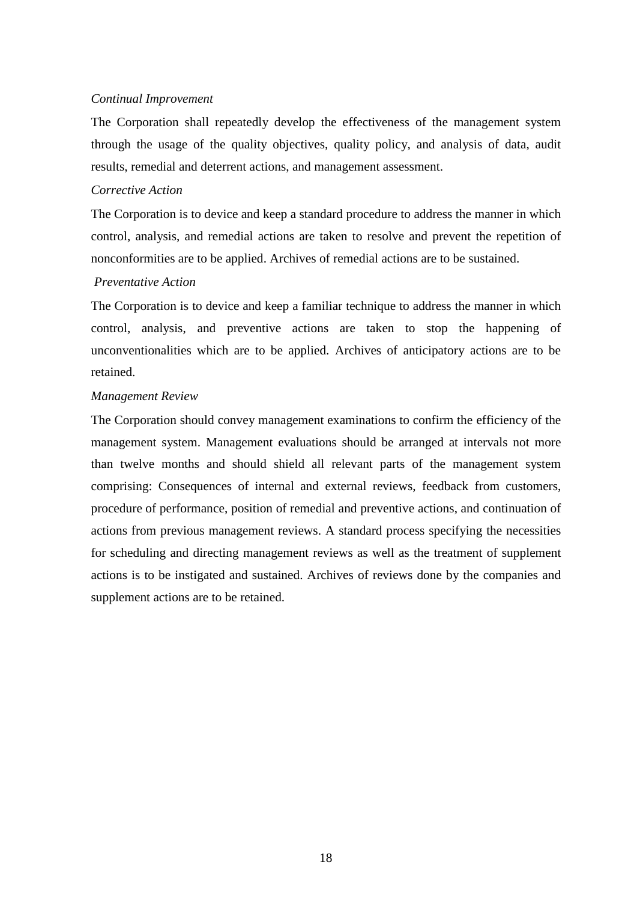*Continual Improvement*

The Corporation shall repeatedly develop the effectiveness of the management system through the usage of the quality objectives, quality policy, and analysis of data, audit results, remedial and deterrent actions, and management assessment.

*Corrective Action*

The Corporation is to device and keep a standard procedure to address the manner in which control, analysis, and remedial actions are taken to resolve and prevent the repetition of nonconformities are to be applied. Archives of remedial actions are to be sustained.

*Preventative Action*

The Corporation is to device and keep a familiar technique to address the manner in which control, analysis, and preventive actions are taken to stop the happening of unconventionalities which are to be applied. Archives of anticipatory actions are to be retained.

*Management Review*

The Corporation should convey management examinations to confirm the efficiency of the management system. Management evaluations should be arranged at intervals not more than twelve months and should shield all relevant parts of the management system comprising: Consequences of internal and external reviews, feedback from customers, procedure of performance, position of remedial and preventive actions, and continuation of actions from previous management reviews. A standard process specifying the necessities for scheduling and directing management reviews as well as the treatment of supplement actions is to be instigated and sustained. Archives of reviews done by the companies and supplement actions are to be retained.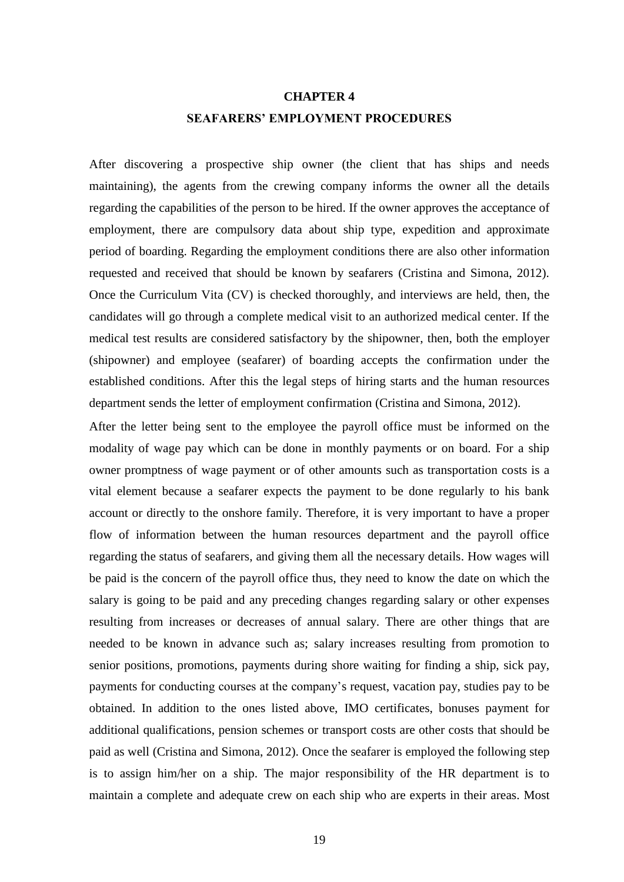# CHAPTER 4

## SEAFARERS' EMPLOYMENT PROCEDURES

After discovering a prospective ship owner (the client that has ships and needs maintaining), the agents from the crewing company informs the owner all the details regarding the capabilities of the person to be hired. If the owner approves the acceptance of employment, there are compulsory data about ship type, expedition and approximate period of boarding. Regarding the employment conditions there are also other information requested and received that should be known by seafarers (Cristina and Simona, 2012). Once the Curriculum Vita (CV) is checked thoroughly, and interviews are held, then, the candidates will go through a complete medical visit to an authorized medical center. If the medical test results are considered satisfactory by the shipowner, then, both the employer (shipowner) and employee (seafarer) of boarding accepts the confirmation under the established conditions. After this the legal steps of hiring starts and the human resources department sends the letter of employment confirmation (Cristina and Simona, 2012).

After the letter being sent to the employee the payroll office must be informed on the modality of wage pay which can be done in monthly payments or on board. For a ship owner promptness of wage payment or of other amounts such as transportation costs is a vital element because a seafarer expects the payment to be done regularly to his bank account or directly to the onshore family. Therefore, it is very important to have a proper flow of information between the human resources department and the payroll office regarding the status of seafarers, and giving them all the necessary details. How wages will be paid is the concern of the payroll office thus, they need to know the date on which the salary is going to be paid and any preceding changes regarding salary or other expenses resulting from increases or decreases of annual salary. There are other things that are needed to be known in advance such as; salary increases resulting from promotion to senior positions, promotions, payments during shore waiting for finding a ship, sick pay, payments for conducting courses at the company's request, vacation pay, studies pay to be obtained. In addition to the ones listed above, IMO certificates, bonuses payment for additional qualifications, pension schemes or transport costs are other costs that should be paid as well (Cristina and Simona, 2012). Once the seafarer is employed the following step is to assign him/her on a ship. The major responsibility of the HR department is to maintain a complete and adequate crew on each ship who are experts in their areas. Most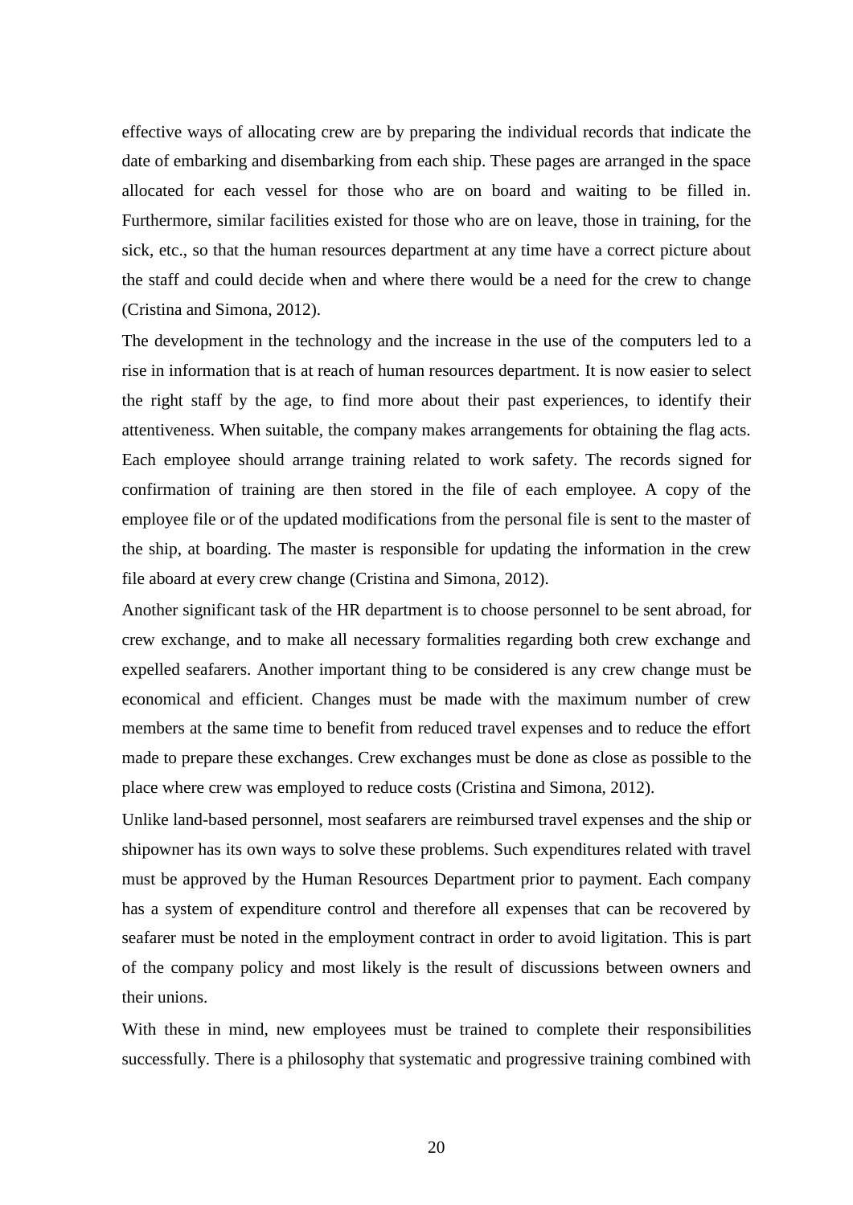effective ways of allocating crew are by preparing the individual records that indicate the date of embarking and disembarking from each ship. These pages are arranged in the space allocated for each vessel for those who are on board and waiting to be filled in. Furthermore, similar facilities existed for those who are on leave, those in training, for the sick, etc., so that the human resources department at any time have a correct picture about the staff and could decide when and where there would be a need for the crew to change (Cristina and Simona, 2012).

The development in the technology and the increase in the use of the computers led to a rise in information that is at reach of human resources department. It is now easier to select the right staff by the age, to find more about their past experiences, to identify their attentiveness. When suitable, the company makes arrangements for obtaining the flag acts. Each employee should arrange training related to work safety. The records signed for confirmation of training are then stored in the file of each employee. A copy of the employee file or of the updated modifications from the personal file is sent to the master of the ship, at boarding. The master is responsible for updating the information in the crew file aboard at every crew change (Cristina and Simona, 2012).

Another significant task of the HR department is to choose personnel to be sent abroad, for crew exchange, and to make all necessary formalities regarding both crew exchange and expelled seafarers. Another important thing to be considered is any crew change must be economical and efficient. Changes must be made with the maximum number of crew members at the same time to benefit from reduced travel expenses and to reduce the effort made to prepare these exchanges. Crew exchanges must be done as close as possible to the place where crew was employed to reduce costs (Cristina and Simona, 2012).

Unlike land-based personnel, most seafarers are reimbursed travel expenses and the ship or shipowner has its own ways to solve these problems. Such expenditures related with travel must be approved by the Human Resources Department prior to payment. Each company has a system of expenditure control and therefore all expenses that can be recovered by seafarer must be noted in the employment contract in order to avoid ligitation. This is part of the company policy and most likely is the result of discussions between owners and their unions.

With these in mind, new employees must be trained to complete their responsibilities successfully. There is a philosophy that systematic and progressive training combined with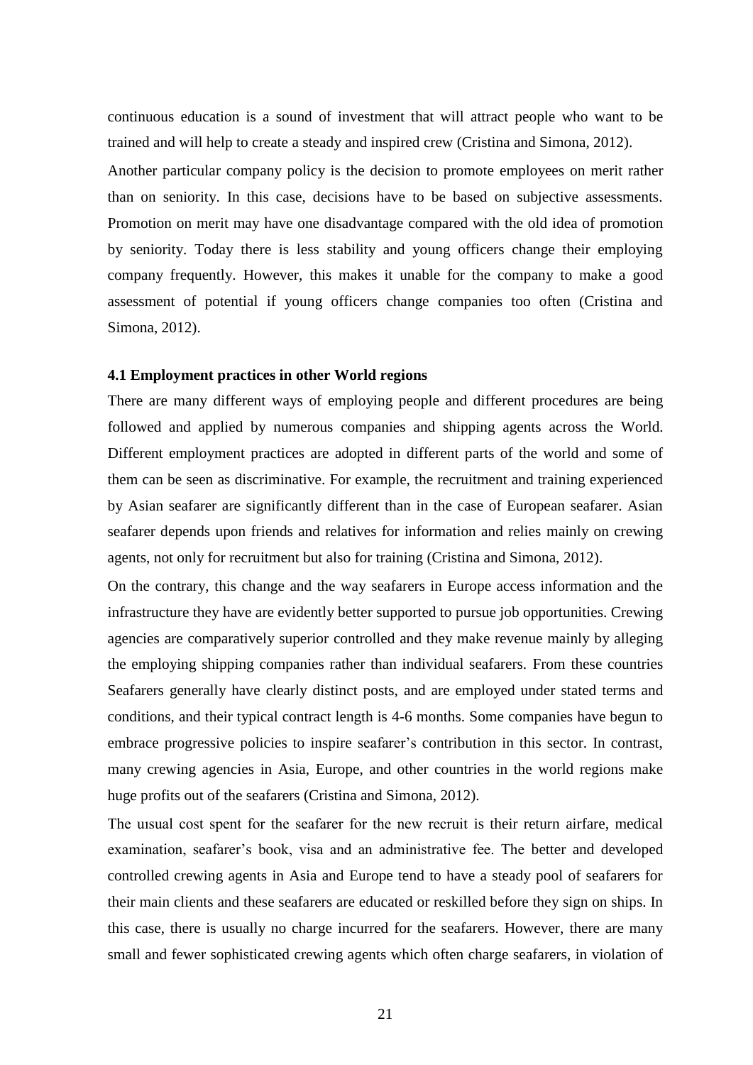continuous education is a sound of investment that will attract people who want to be trained and will help to create a steady and inspired crew (Cristina and Simona, 2012).

Another particular company policy is the decision to promote employees on merit rather than on seniority. In this case, decisions have to be based on subjective assessments. Promotion on merit may have one disadvantage compared with the old idea of promotion by seniority. Today there is less stability and young officers change their employing company frequently. However, this makes it unable for the company to make a good assessment of potential if young officers change companies too often (Cristina and Simona, 2012).

### 4.1 Employment practices in other World regions

There are many different ways of employing people and different procedures are being followed and applied by numerous companies and shipping agents across the World. Different employment practices are adopted in different parts of the world and some of them can be seen as discriminative. For example, the recruitment and training experienced by Asian seafarer are significantly different than in the case of European seafarer. Asian seafarer depends upon friends and relatives for information and relies mainly on crewing agents, not only for recruitment but also for training (Cristina and Simona, 2012).

On the contrary, this change and the way seafarers in Europe access information and the infrastructure they have are evidently better supported to pursue job opportunities. Crewing agencies are comparatively superior controlled and they make revenue mainly by alleging the employing shipping companies rather than individual seafarers. From these countries Seafarers generally have clearly distinct posts, and are employed under stated terms and conditions, and their typical contract length is 4-6 months. Some companies have begun to embrace progressive policies to inspire seafarer's contribution in this sector. In contrast, many crewing agencies in Asia, Europe, and other countries in the world regions make huge profits out of the seafarers (Cristina and Simona, 2012).

The usual cost spent for the seafarer for the new recruit is their return airfare, medical examination, seafarer's book, visa and an administrative fee. The better and developed controlled crewing agents in Asia and Europe tend to have a steady pool of seafarers for their main clients and these seafarers are educated or reskilled before they sign on ships. In this case, there is usually no charge incurred for the seafarers. However, there are many small and fewer sophisticated crewing agents which often charge seafarers, in violation of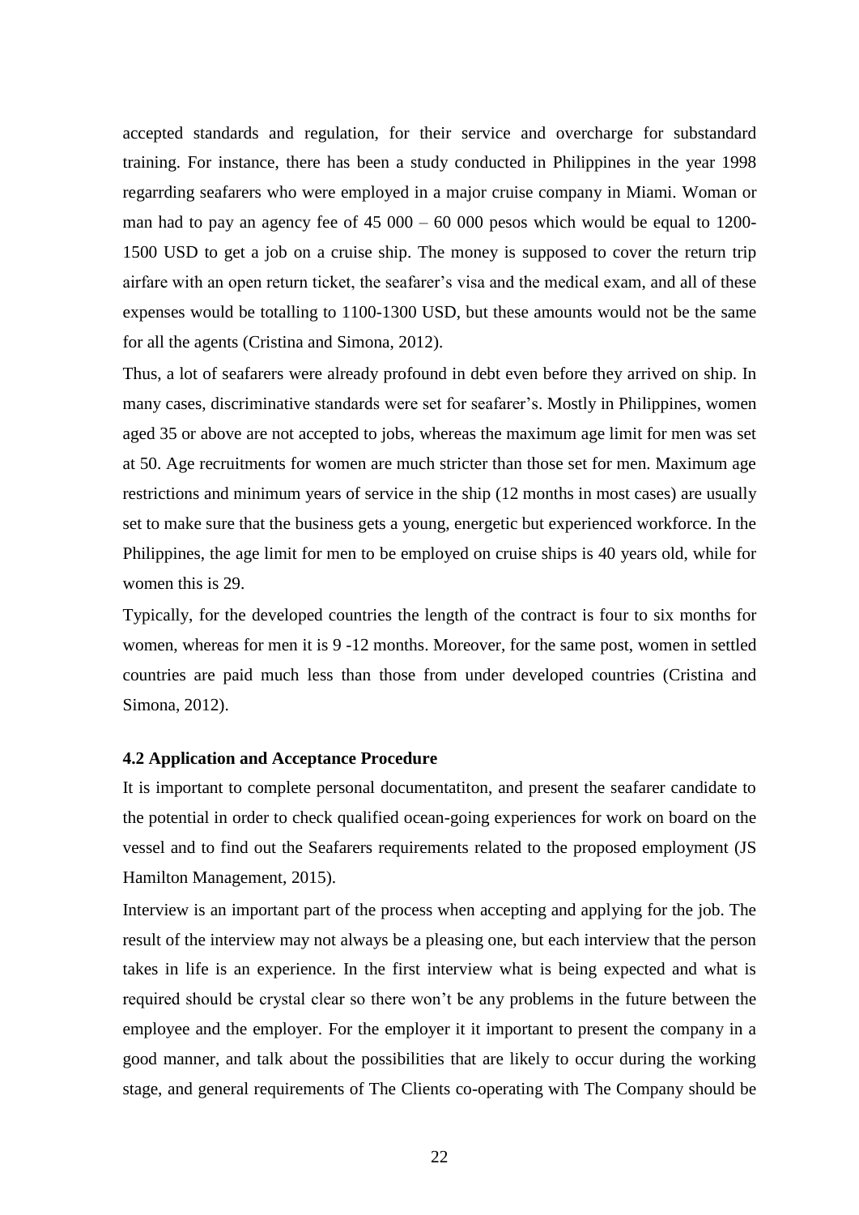accepted standards and regulation, for their service and overcharge for substandard training. For instance, there has been a study conducted in Philippines in the year 1998 regarrding seafarers who were employed in a major cruise company in Miami. Woman or man had to pay an agency fee of 45 000 – 60 000 pesos which would be equal to 1200-1500 USD to get a job on a cruise ship. The money is supposed to cover the return trip airfare with an open return ticket, the seafarer's visa and the medical exam, and all of these expenses would be totalling to 1100-1300 USD, but these amounts would not be the same for all the agents (Cristina and Simona, 2012).

Thus, a lot of seafarers were already profound in debt even before they arrived on ship. In many cases, discriminative standards were set for seafarer's. Mostly in Philippines, women aged 35 or above are not accepted to jobs, whereas the maximum age limit for men was set at 50. Age recruitments for women are much stricter than those set for men. Maximum age restrictions and minimum years of service in the ship (12 months in most cases) are usually set to make sure that the business gets a young, energetic but experienced workforce. In the Philippines, the age limit for men to be employed on cruise ships is 40 years old, while for women this is 29.

Typically, for the developed countries the length of the contract is four to six months for women, whereas for men it is 9 -12 months. Moreover, for the same post, women in settled countries are paid much less than those from under developed countries (Cristina and Simona, 2012).

### 4.2 Application and Acceptance Procedure

It is important to complete personal documentatiton, and present the seafarer candidate to the potential in order to check qualified ocean-going experiences for work on board on the vessel and to find out the Seafarers requirements related to the proposed employment (JS Hamilton Management, 2015).

Interview is an important part of the process when accepting and applying for the job. The result of the interview may not always be a pleasing one, but each interview that the person takes in life is an experience. In the first interview what is being expected and what is required should be crystal clear so there won't be any problems in the future between the employee and the employer. For the employer it it important to present the company in a good manner, and talk about the possibilities that are likely to occur during the working stage, and general requirements of The Clients co-operating with The Company should be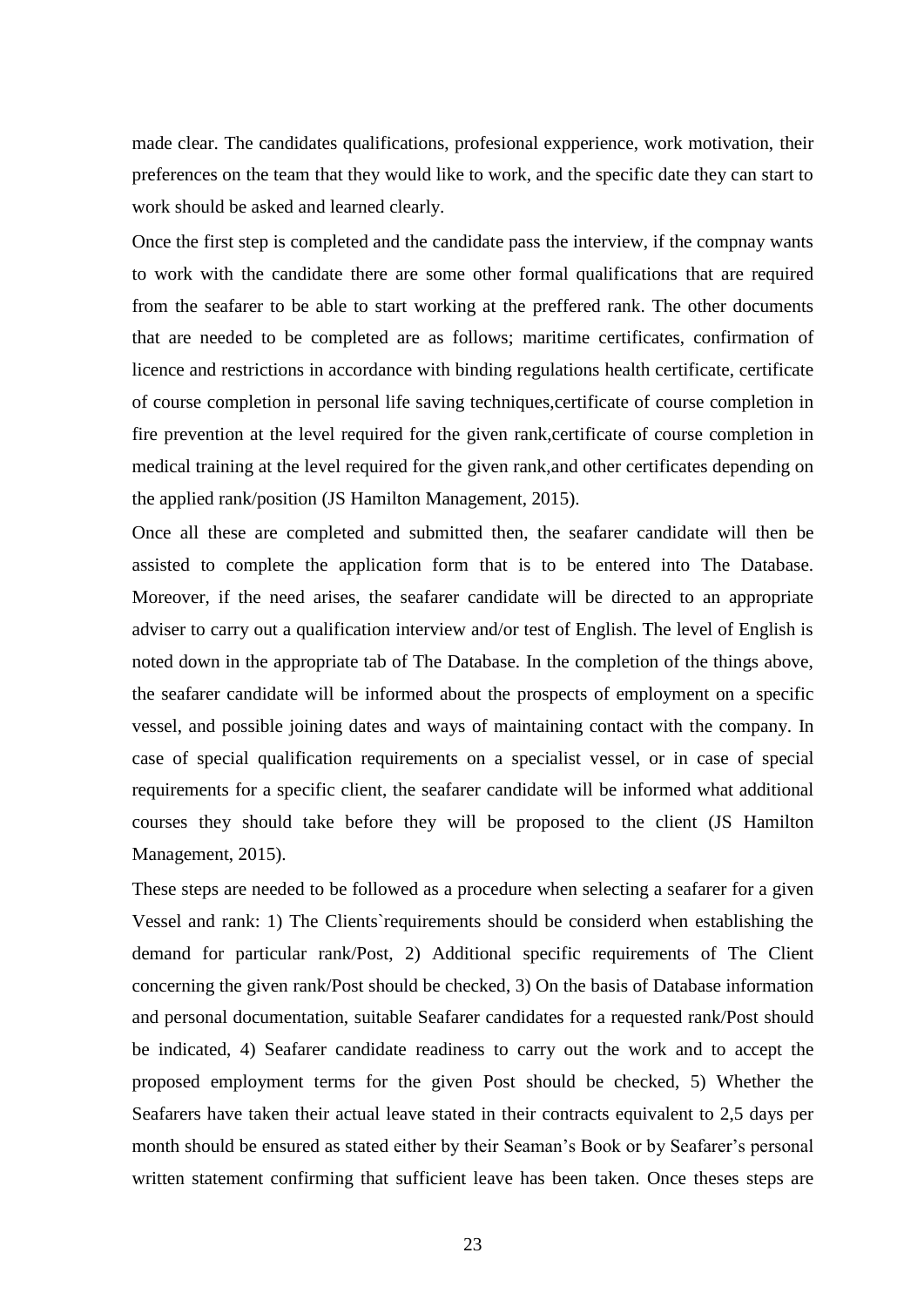made clear. The candidates qualifications, profesional expperience, work motivation, their preferences on the team that they would like to work, and the specific date they can start to work should be asked and learned clearly.

Once the first step is completed and the candidate pass the interview, if the compnay wants to work with the candidate there are some other formal qualifications that are required from the seafarer to be able to start working at the preffered rank. The other documents that are needed to be completed are as follows; maritime certificates, confirmation of licence and restrictions in accordance with binding regulations health certificate, certificate of course completion in personal life saving techniques,certificate of course completion in fire prevention at the level required for the given rank,certificate of course completion in medical training at the level required for the given rank,and other certificates depending on the applied rank/position (JS Hamilton Management, 2015).

Once all these are completed and submitted then, the seafarer candidate will then be assisted to complete the application form that is to be entered into The Database. Moreover, if the need arises, the seafarer candidate will be directed to an appropriate adviser to carry out a qualification interview and/or test of English. The level of English is noted down in the appropriate tab of The Database. In the completion of the things above, the seafarer candidate will be informed about the prospects of employment on a specific vessel, and possible joining dates and ways of maintaining contact with the company. In case of special qualification requirements on a specialist vessel, or in case of special requirements for a specific client, the seafarer candidate will be informed what additional courses they should take before they will be proposed to the client (JS Hamilton Management, 2015).

These steps are needed to be followed as a procedure when selecting a seafarer for a given Vessel and rank: 1) The Clients`requirements should be considerd when establishing the demand for particular rank/Post, 2) Additional specific requirements of The Client concerning the given rank/Post should be checked, 3) On the basis of Database information and personal documentation, suitable Seafarer candidates for a requested rank/Post should be indicated, 4) Seafarer candidate readiness to carry out the work and to accept the proposed employment terms for the given Post should be checked, 5) Whether the Seafarers have taken their actual leave stated in their contracts equivalent to 2,5 days per month should be ensured as stated either by their Seaman's Book or by Seafarer's personal written statement confirming that sufficient leave has been taken. Once theses steps are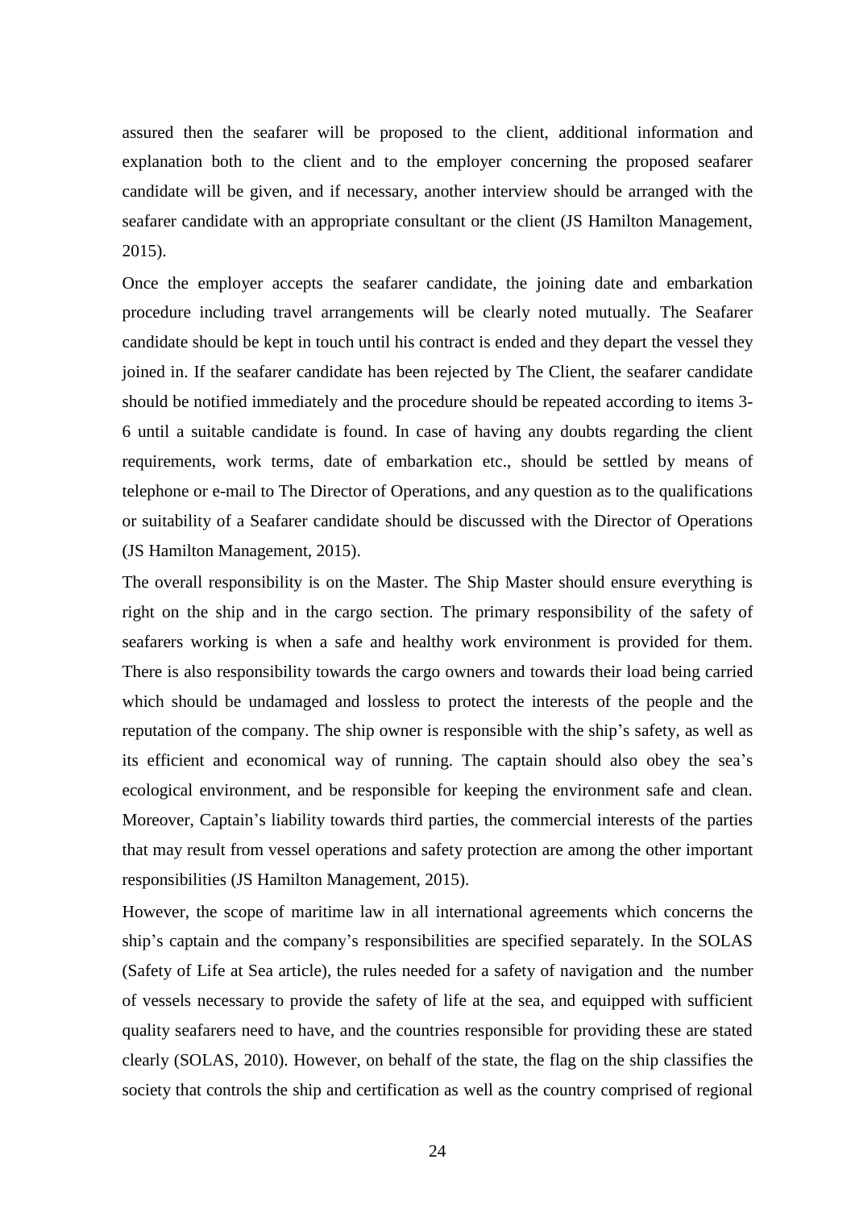assured then the seafarer will be proposed to the client, additional information and explanation both to the client and to the employer concerning the proposed seafarer candidate will be given, and if necessary, another interview should be arranged with the seafarer candidate with an appropriate consultant or the client (JS Hamilton Management, 2015).

Once the employer accepts the seafarer candidate, the joining date and embarkation procedure including travel arrangements will be clearly noted mutually. The Seafarer candidate should be kept in touch until his contract is ended and they depart the vessel they joined in. If the seafarer candidate has been rejected by The Client, the seafarer candidate should be notified immediately and the procedure should be repeated according to items 3-6 until a suitable candidate is found. In case of having any doubts regarding the client requirements, work terms, date of embarkation etc., should be settled by means of telephone or e-mail to The Director of Operations, and any question as to the qualifications or suitability of a Seafarer candidate should be discussed with the Director of Operations (JS Hamilton Management, 2015).

The overall responsibility is on the Master. The Ship Master should ensure everything is right on the ship and in the cargo section. The primary responsibility of the safety of seafarers working is when a safe and healthy work environment is provided for them. There is also responsibility towards the cargo owners and towards their load being carried which should be undamaged and lossless to protect the interests of the people and the reputation of the company. The ship owner is responsible with the ship's safety, as well as its efficient and economical way of running. The captain should also obey the sea's ecological environment, and be responsible for keeping the environment safe and clean. Moreover, Captain's liability towards third parties, the commercial interests of the parties that may result from vessel operations and safety protection are among the other important responsibilities (JS Hamilton Management, 2015).

However, the scope of maritime law in all international agreements which concerns the ship's captain and the company's responsibilities are specified separately. In the SOLAS (Safety of Life at Sea article), the rules needed for a safety of navigation and the number of vessels necessary to provide the safety of life at the sea, and equipped with sufficient quality seafarers need to have, and the countries responsible for providing these are stated clearly (SOLAS, 2010). However, on behalf of the state, the flag on the ship classifies the society that controls the ship and certification as well as the country comprised of regional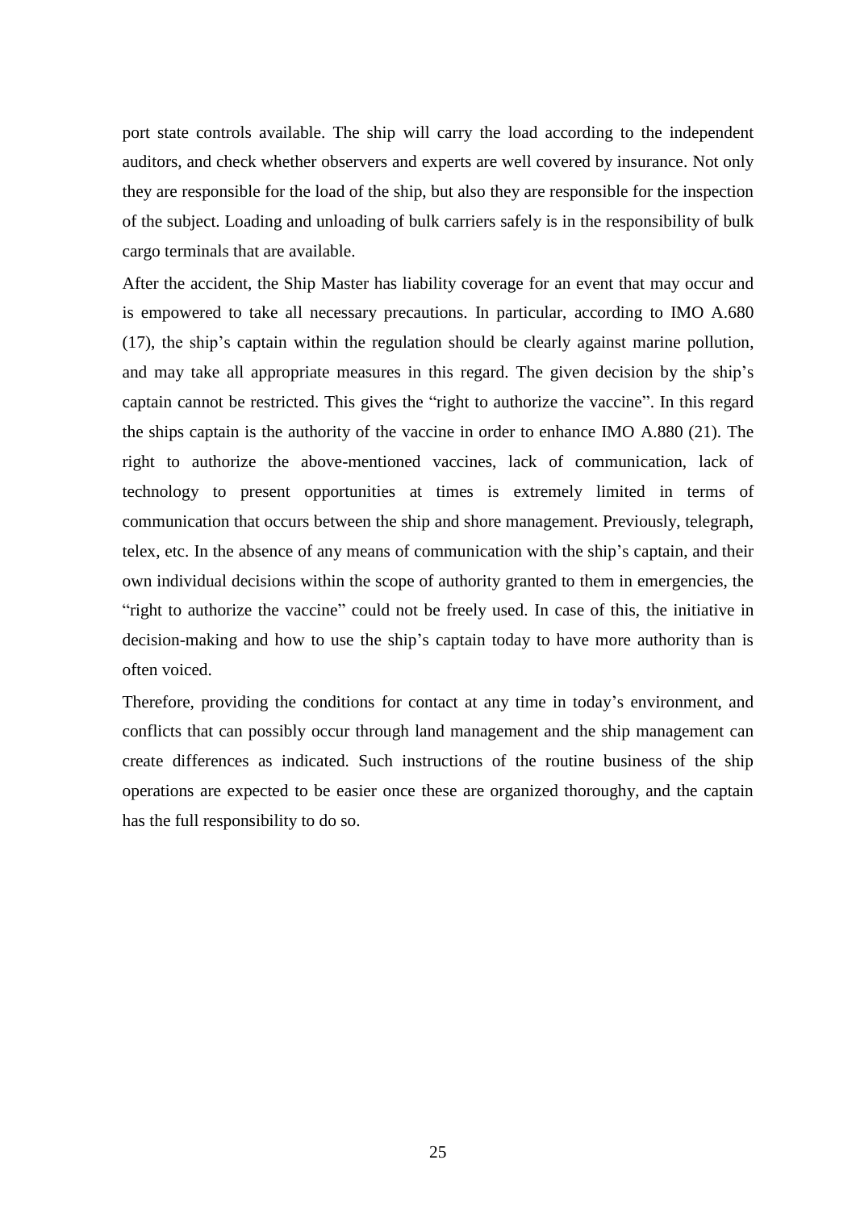port state controls available. The ship will carry the load according to the independent auditors, and check whether observers and experts are well covered by insurance. Not only they are responsible for the load of the ship, but also they are responsible for the inspection of the subject. Loading and unloading of bulk carriers safely is in the responsibility of bulk cargo terminals that are available.

After the accident, the Ship Master has liability coverage for an event that may occur and is empowered to take all necessary precautions. In particular, according to IMO A.680 (17), the ship's captain within the regulation should be clearly against marine pollution, and may take all appropriate measures in this regard. The given decision by the ship's captain cannot be restricted. This gives the "right to authorize the vaccine". In this regard the ships captain is the authority of the vaccine in order to enhance IMO A.880 (21). The right to authorize the above-mentioned vaccines, lack of communication, lack of technology to present opportunities at times is extremely limited in terms of communication that occurs between the ship and shore management. Previously, telegraph, telex, etc. In the absence of any means of communication with the ship's captain, and their own individual decisions within the scope of authority granted to them in emergencies, the "right to authorize the vaccine" could not be freely used. In case of this, the initiative in decision-making and how to use the ship's captain today to have more authority than is often voiced.

Therefore, providing the conditions for contact at any time in today's environment, and conflicts that can possibly occur through land management and the ship management can create differences as indicated. Such instructions of the routine business of the ship operations are expected to be easier once these are organized thoroughy, and the captain has the full responsibility to do so.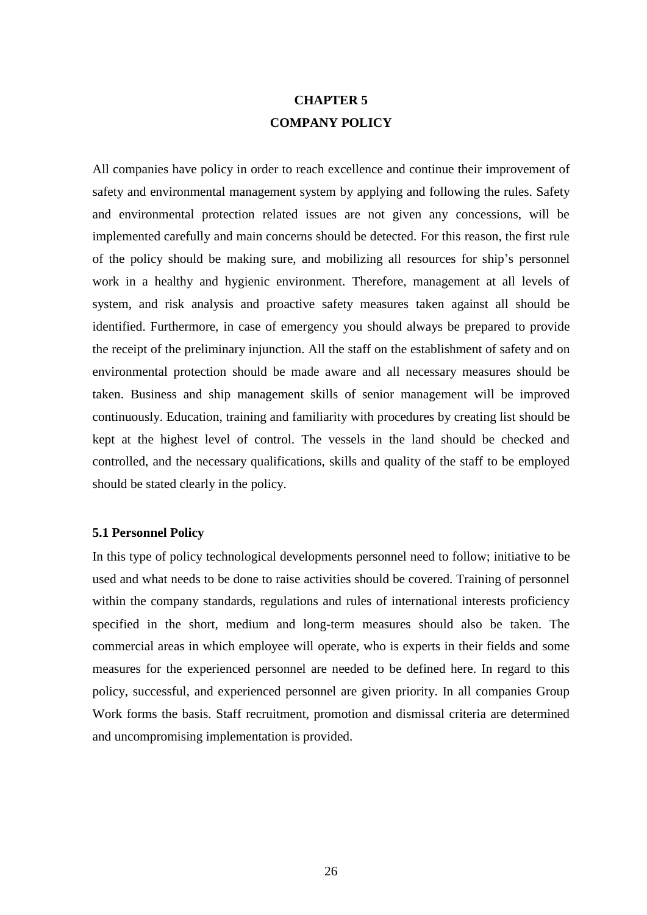# CHAPTER 5
# COMPANY POLICY

All companies have policy in order to reach excellence and continue their improvement of safety and environmental management system by applying and following the rules. Safety and environmental protection related issues are not given any concessions, will be implemented carefully and main concerns should be detected. For this reason, the first rule of the policy should be making sure, and mobilizing all resources for ship's personnel work in a healthy and hygienic environment. Therefore, management at all levels of system, and risk analysis and proactive safety measures taken against all should be identified. Furthermore, in case of emergency you should always be prepared to provide the receipt of the preliminary injunction. All the staff on the establishment of safety and on environmental protection should be made aware and all necessary measures should be taken. Business and ship management skills of senior management will be improved continuously. Education, training and familiarity with procedures by creating list should be kept at the highest level of control. The vessels in the land should be checked and controlled, and the necessary qualifications, skills and quality of the staff to be employed should be stated clearly in the policy.

## 5.1 Personnel Policy

In this type of policy technological developments personnel need to follow; initiative to be used and what needs to be done to raise activities should be covered. Training of personnel within the company standards, regulations and rules of international interests proficiency specified in the short, medium and long-term measures should also be taken. The commercial areas in which employee will operate, who is experts in their fields and some measures for the experienced personnel are needed to be defined here. In regard to this policy, successful, and experienced personnel are given priority. In all companies Group Work forms the basis. Staff recruitment, promotion and dismissal criteria are determined and uncompromising implementation is provided.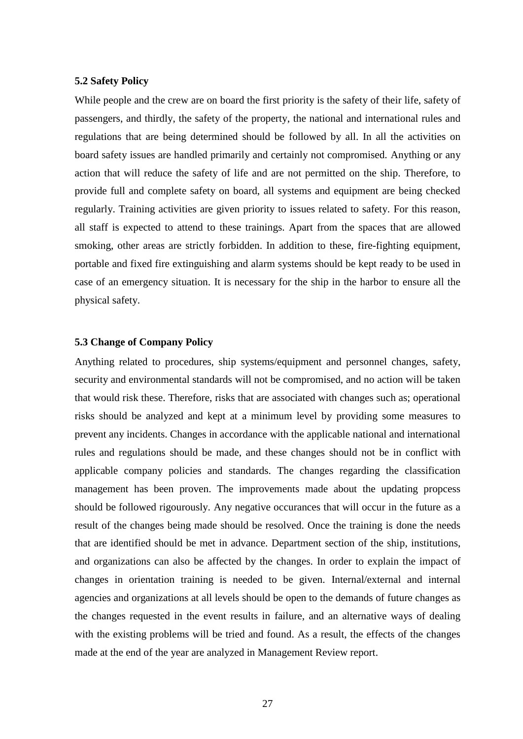### 5.2 Safety Policy

While people and the crew are on board the first priority is the safety of their life, safety of passengers, and thirdly, the safety of the property, the national and international rules and regulations that are being determined should be followed by all. In all the activities on board safety issues are handled primarily and certainly not compromised. Anything or any action that will reduce the safety of life and are not permitted on the ship. Therefore, to provide full and complete safety on board, all systems and equipment are being checked regularly. Training activities are given priority to issues related to safety. For this reason, all staff is expected to attend to these trainings. Apart from the spaces that are allowed smoking, other areas are strictly forbidden. In addition to these, fire-fighting equipment, portable and fixed fire extinguishing and alarm systems should be kept ready to be used in case of an emergency situation. It is necessary for the ship in the harbor to ensure all the physical safety.

### 5.3 Change of Company Policy

Anything related to procedures, ship systems/equipment and personnel changes, safety, security and environmental standards will not be compromised, and no action will be taken that would risk these. Therefore, risks that are associated with changes such as; operational risks should be analyzed and kept at a minimum level by providing some measures to prevent any incidents. Changes in accordance with the applicable national and international rules and regulations should be made, and these changes should not be in conflict with applicable company policies and standards. The changes regarding the classification management has been proven. The improvements made about the updating propcess should be followed rigourously. Any negative occurances that will occur in the future as a result of the changes being made should be resolved. Once the training is done the needs that are identified should be met in advance. Department section of the ship, institutions, and organizations can also be affected by the changes. In order to explain the impact of changes in orientation training is needed to be given. Internal/external and internal agencies and organizations at all levels should be open to the demands of future changes as the changes requested in the event results in failure, and an alternative ways of dealing with the existing problems will be tried and found. As a result, the effects of the changes made at the end of the year are analyzed in Management Review report.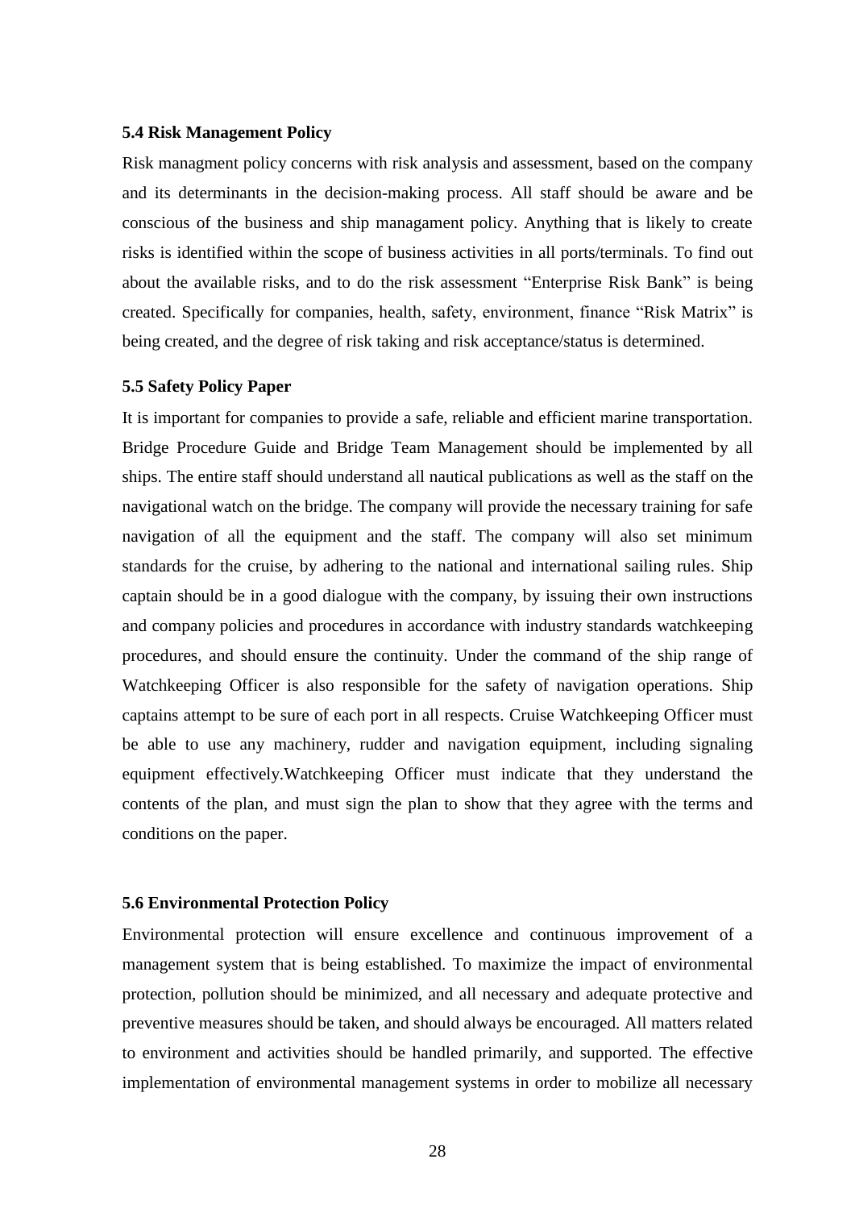### 5.4 Risk Management Policy

Risk managment policy concerns with risk analysis and assessment, based on the company and its determinants in the decision-making process. All staff should be aware and be conscious of the business and ship managament policy. Anything that is likely to create risks is identified within the scope of business activities in all ports/terminals. To find out about the available risks, and to do the risk assessment "Enterprise Risk Bank" is being created. Specifically for companies, health, safety, environment, finance "Risk Matrix" is being created, and the degree of risk taking and risk acceptance/status is determined.

### 5.5 Safety Policy Paper

It is important for companies to provide a safe, reliable and efficient marine transportation. Bridge Procedure Guide and Bridge Team Management should be implemented by all ships. The entire staff should understand all nautical publications as well as the staff on the navigational watch on the bridge. The company will provide the necessary training for safe navigation of all the equipment and the staff. The company will also set minimum standards for the cruise, by adhering to the national and international sailing rules. Ship captain should be in a good dialogue with the company, by issuing their own instructions and company policies and procedures in accordance with industry standards watchkeeping procedures, and should ensure the continuity. Under the command of the ship range of Watchkeeping Officer is also responsible for the safety of navigation operations. Ship captains attempt to be sure of each port in all respects. Cruise Watchkeeping Officer must be able to use any machinery, rudder and navigation equipment, including signaling equipment effectively.Watchkeeping Officer must indicate that they understand the contents of the plan, and must sign the plan to show that they agree with the terms and conditions on the paper.

### 5.6 Environmental Protection Policy

Environmental protection will ensure excellence and continuous improvement of a management system that is being established. To maximize the impact of environmental protection, pollution should be minimized, and all necessary and adequate protective and preventive measures should be taken, and should always be encouraged. All matters related to environment and activities should be handled primarily, and supported. The effective implementation of environmental management systems in order to mobilize all necessary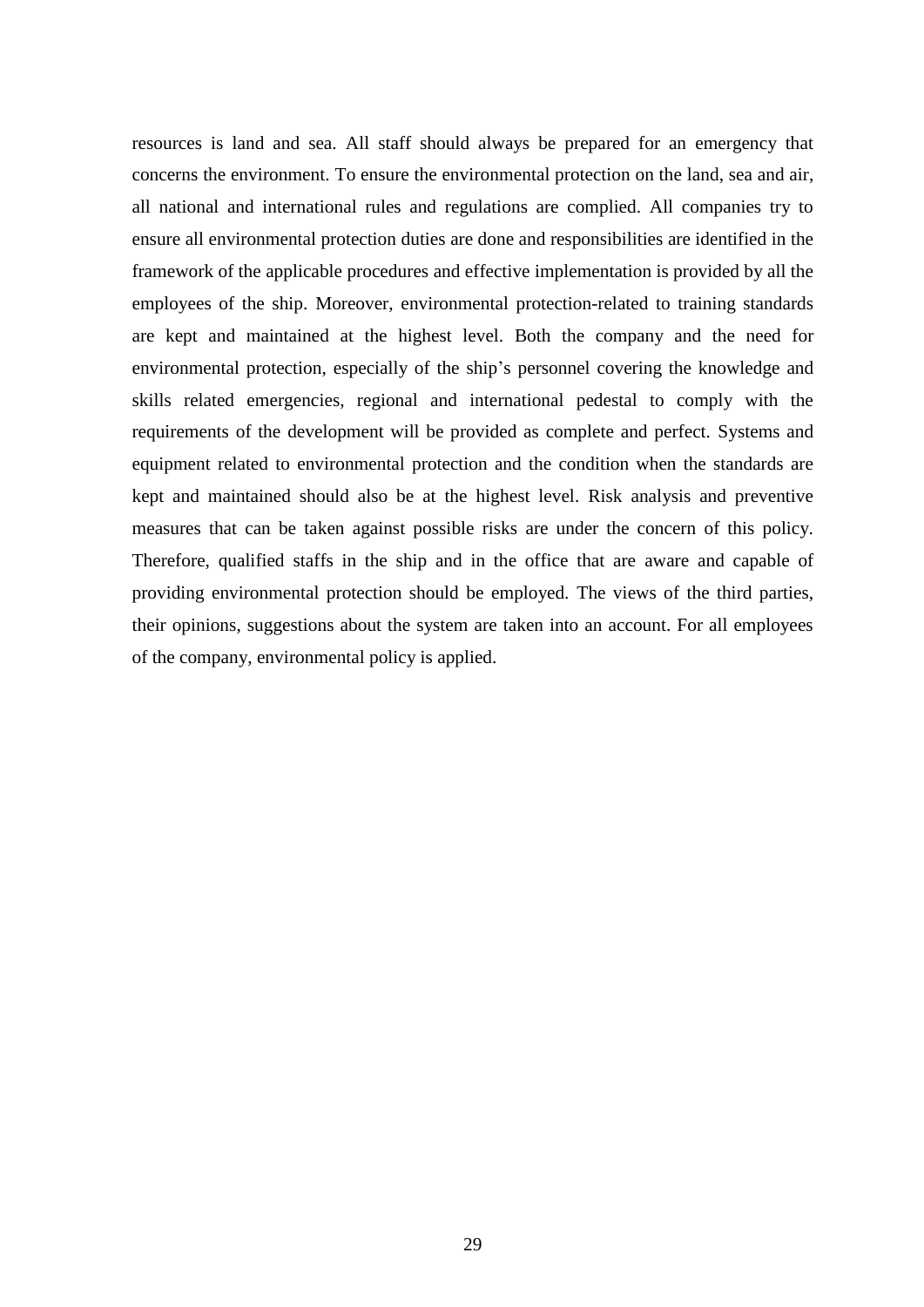resources is land and sea. All staff should always be prepared for an emergency that concerns the environment. To ensure the environmental protection on the land, sea and air, all national and international rules and regulations are complied. All companies try to ensure all environmental protection duties are done and responsibilities are identified in the framework of the applicable procedures and effective implementation is provided by all the employees of the ship. Moreover, environmental protection-related to training standards are kept and maintained at the highest level. Both the company and the need for environmental protection, especially of the ship's personnel covering the knowledge and skills related emergencies, regional and international pedestal to comply with the requirements of the development will be provided as complete and perfect. Systems and equipment related to environmental protection and the condition when the standards are kept and maintained should also be at the highest level. Risk analysis and preventive measures that can be taken against possible risks are under the concern of this policy. Therefore, qualified staffs in the ship and in the office that are aware and capable of providing environmental protection should be employed. The views of the third parties, their opinions, suggestions about the system are taken into an account. For all employees of the company, environmental policy is applied.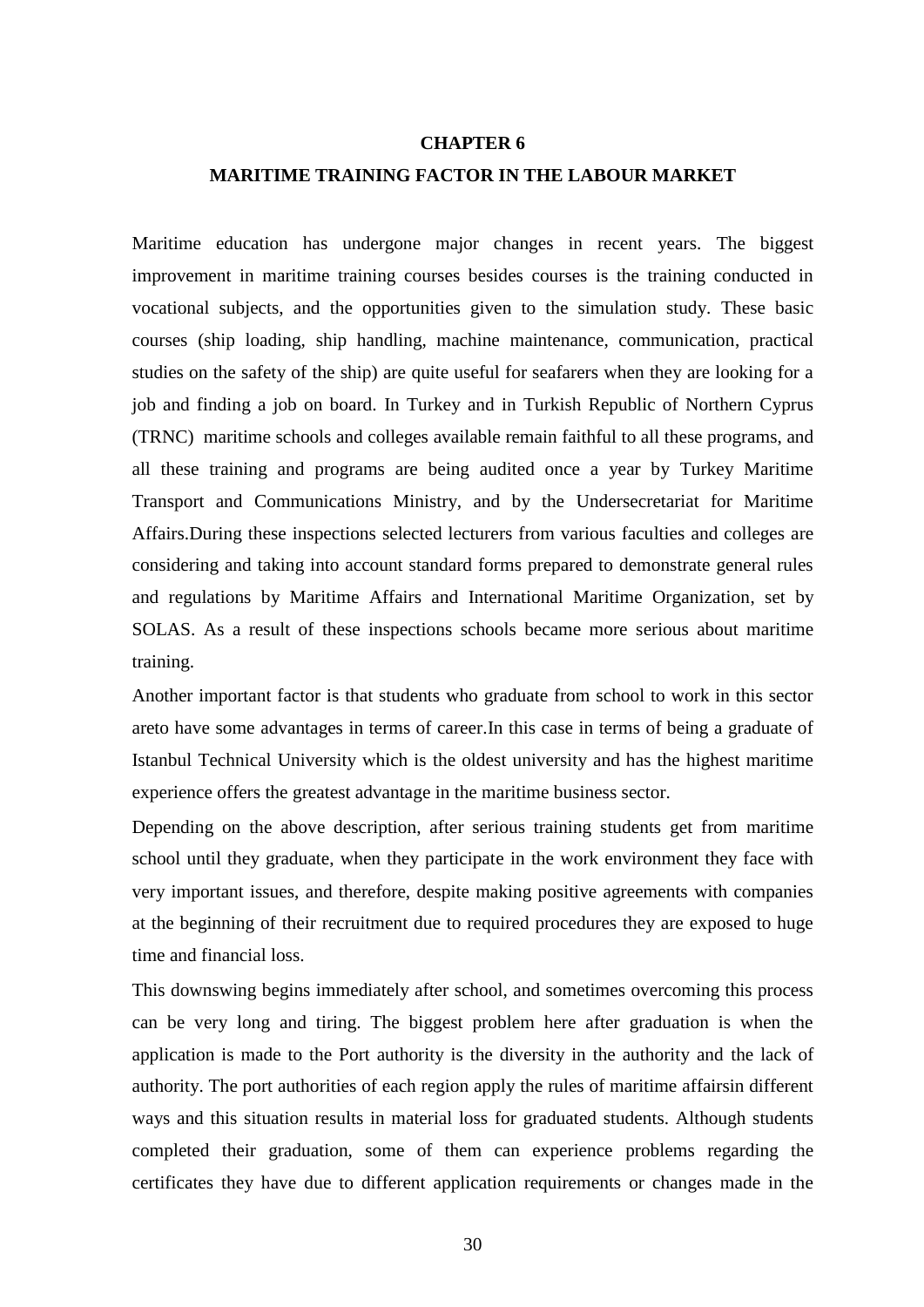# CHAPTER 6

# MARITIME TRAINING FACTOR IN THE LABOUR MARKET

Maritime education has undergone major changes in recent years. The biggest improvement in maritime training courses besides courses is the training conducted in vocational subjects, and the opportunities given to the simulation study. These basic courses (ship loading, ship handling, machine maintenance, communication, practical studies on the safety of the ship) are quite useful for seafarers when they are looking for a job and finding a job on board. In Turkey and in Turkish Republic of Northern Cyprus (TRNC) maritime schools and colleges available remain faithful to all these programs, and all these training and programs are being audited once a year by Turkey Maritime Transport and Communications Ministry, and by the Undersecretariat for Maritime Affairs.During these inspections selected lecturers from various faculties and colleges are considering and taking into account standard forms prepared to demonstrate general rules and regulations by Maritime Affairs and International Maritime Organization, set by SOLAS. As a result of these inspections schools became more serious about maritime training.

Another important factor is that students who graduate from school to work in this sector areto have some advantages in terms of career.In this case in terms of being a graduate of Istanbul Technical University which is the oldest university and has the highest maritime experience offers the greatest advantage in the maritime business sector.

Depending on the above description, after serious training students get from maritime school until they graduate, when they participate in the work environment they face with very important issues, and therefore, despite making positive agreements with companies at the beginning of their recruitment due to required procedures they are exposed to huge time and financial loss.

This downswing begins immediately after school, and sometimes overcoming this process can be very long and tiring. The biggest problem here after graduation is when the application is made to the Port authority is the diversity in the authority and the lack of authority. The port authorities of each region apply the rules of maritime affairsin different ways and this situation results in material loss for graduated students. Although students completed their graduation, some of them can experience problems regarding the certificates they have due to different application requirements or changes made in the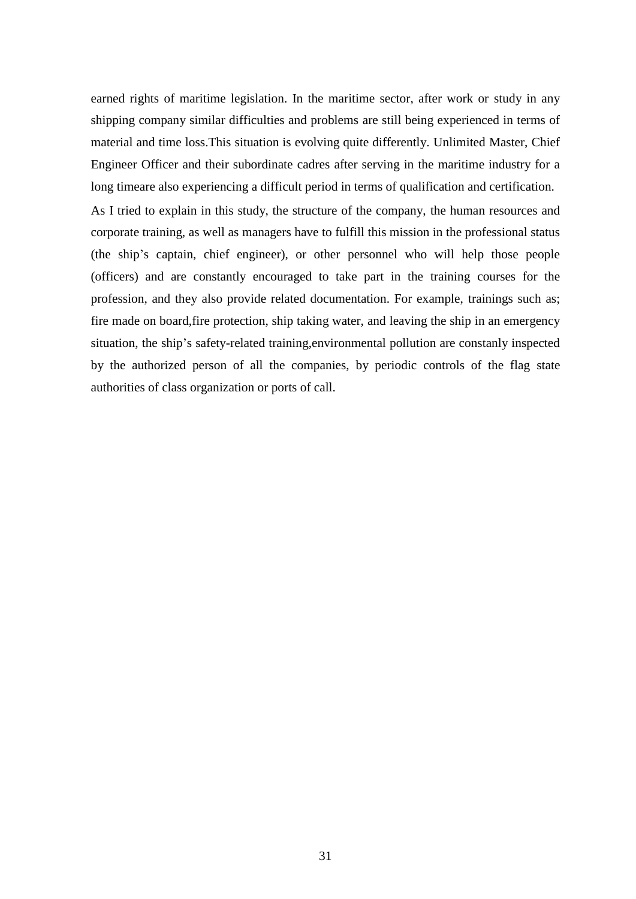earned rights of maritime legislation. In the maritime sector, after work or study in any shipping company similar difficulties and problems are still being experienced in terms of material and time loss.This situation is evolving quite differently. Unlimited Master, Chief Engineer Officer and their subordinate cadres after serving in the maritime industry for a long timeare also experiencing a difficult period in terms of qualification and certification.

As I tried to explain in this study, the structure of the company, the human resources and corporate training, as well as managers have to fulfill this mission in the professional status (the ship's captain, chief engineer), or other personnel who will help those people (officers) and are constantly encouraged to take part in the training courses for the profession, and they also provide related documentation. For example, trainings such as; fire made on board,fire protection, ship taking water, and leaving the ship in an emergency situation, the ship's safety-related training,environmental pollution are constanly inspected by the authorized person of all the companies, by periodic controls of the flag state authorities of class organization or ports of call.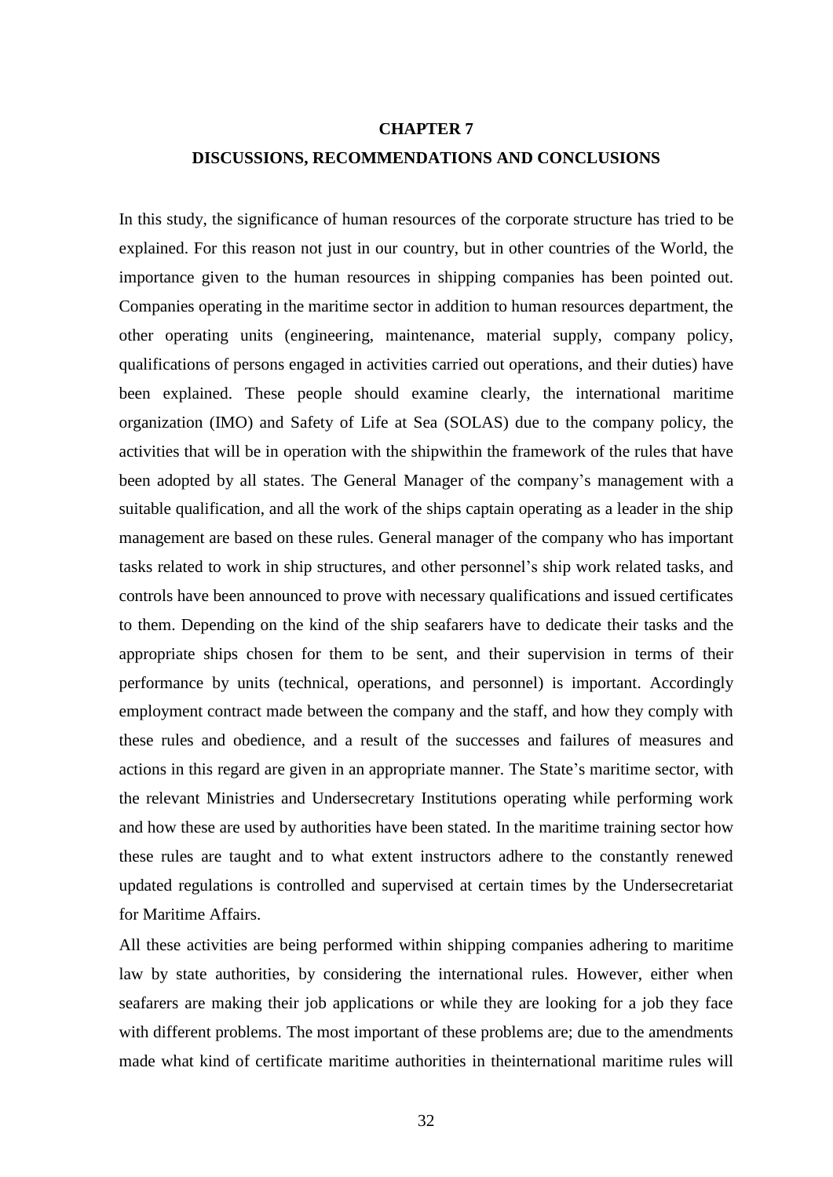# CHAPTER 7

# DISCUSSIONS, RECOMMENDATIONS AND CONCLUSIONS

In this study, the significance of human resources of the corporate structure has tried to be explained. For this reason not just in our country, but in other countries of the World, the importance given to the human resources in shipping companies has been pointed out. Companies operating in the maritime sector in addition to human resources department, the other operating units (engineering, maintenance, material supply, company policy, qualifications of persons engaged in activities carried out operations, and their duties) have been explained. These people should examine clearly, the international maritime organization (IMO) and Safety of Life at Sea (SOLAS) due to the company policy, the activities that will be in operation with the shipwithin the framework of the rules that have been adopted by all states. The General Manager of the company's management with a suitable qualification, and all the work of the ships captain operating as a leader in the ship management are based on these rules. General manager of the company who has important tasks related to work in ship structures, and other personnel's ship work related tasks, and controls have been announced to prove with necessary qualifications and issued certificates to them. Depending on the kind of the ship seafarers have to dedicate their tasks and the appropriate ships chosen for them to be sent, and their supervision in terms of their performance by units (technical, operations, and personnel) is important. Accordingly employment contract made between the company and the staff, and how they comply with these rules and obedience, and a result of the successes and failures of measures and actions in this regard are given in an appropriate manner. The State's maritime sector, with the relevant Ministries and Undersecretary Institutions operating while performing work and how these are used by authorities have been stated. In the maritime training sector how these rules are taught and to what extent instructors adhere to the constantly renewed updated regulations is controlled and supervised at certain times by the Undersecretariat for Maritime Affairs.

All these activities are being performed within shipping companies adhering to maritime law by state authorities, by considering the international rules. However, either when seafarers are making their job applications or while they are looking for a job they face with different problems. The most important of these problems are; due to the amendments made what kind of certificate maritime authorities in theinternational maritime rules will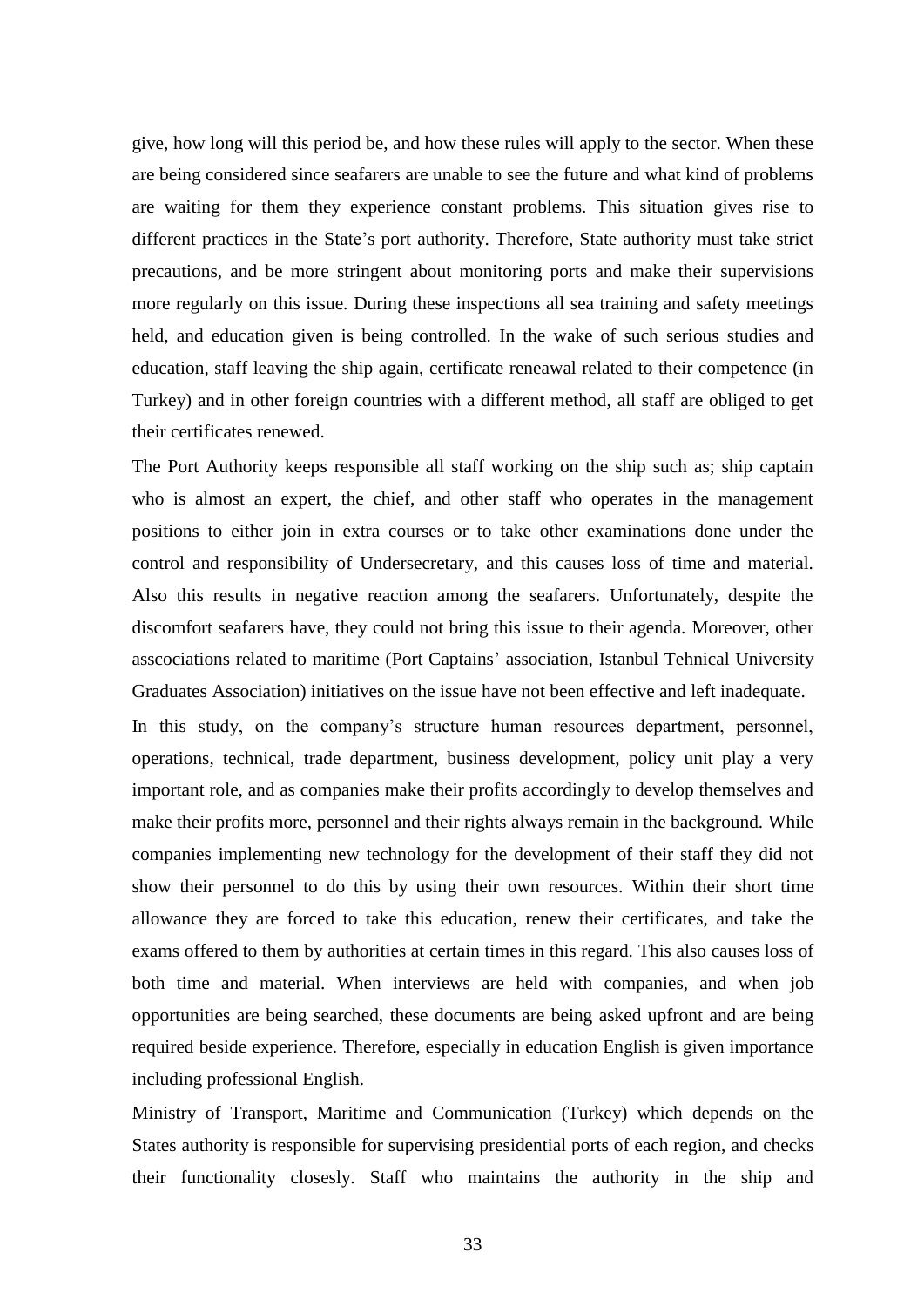give, how long will this period be, and how these rules will apply to the sector. When these are being considered since seafarers are unable to see the future and what kind of problems are waiting for them they experience constant problems. This situation gives rise to different practices in the State's port authority. Therefore, State authority must take strict precautions, and be more stringent about monitoring ports and make their supervisions more regularly on this issue. During these inspections all sea training and safety meetings held, and education given is being controlled. In the wake of such serious studies and education, staff leaving the ship again, certificate reneawal related to their competence (in Turkey) and in other foreign countries with a different method, all staff are obliged to get their certificates renewed.

The Port Authority keeps responsible all staff working on the ship such as; ship captain who is almost an expert, the chief, and other staff who operates in the management positions to either join in extra courses or to take other examinations done under the control and responsibility of Undersecretary, and this causes loss of time and material. Also this results in negative reaction among the seafarers. Unfortunately, despite the discomfort seafarers have, they could not bring this issue to their agenda. Moreover, other asscociations related to maritime (Port Captains' association, Istanbul Tehnical University Graduates Association) initiatives on the issue have not been effective and left inadequate.

In this study, on the company's structure human resources department, personnel, operations, technical, trade department, business development, policy unit play a very important role, and as companies make their profits accordingly to develop themselves and make their profits more, personnel and their rights always remain in the background. While companies implementing new technology for the development of their staff they did not show their personnel to do this by using their own resources. Within their short time allowance they are forced to take this education, renew their certificates, and take the exams offered to them by authorities at certain times in this regard. This also causes loss of both time and material. When interviews are held with companies, and when job opportunities are being searched, these documents are being asked upfront and are being required beside experience. Therefore, especially in education English is given importance including professional English.

Ministry of Transport, Maritime and Communication (Turkey) which depends on the States authority is responsible for supervising presidential ports of each region, and checks their functionality closely. Staff who maintains the authority in the ship and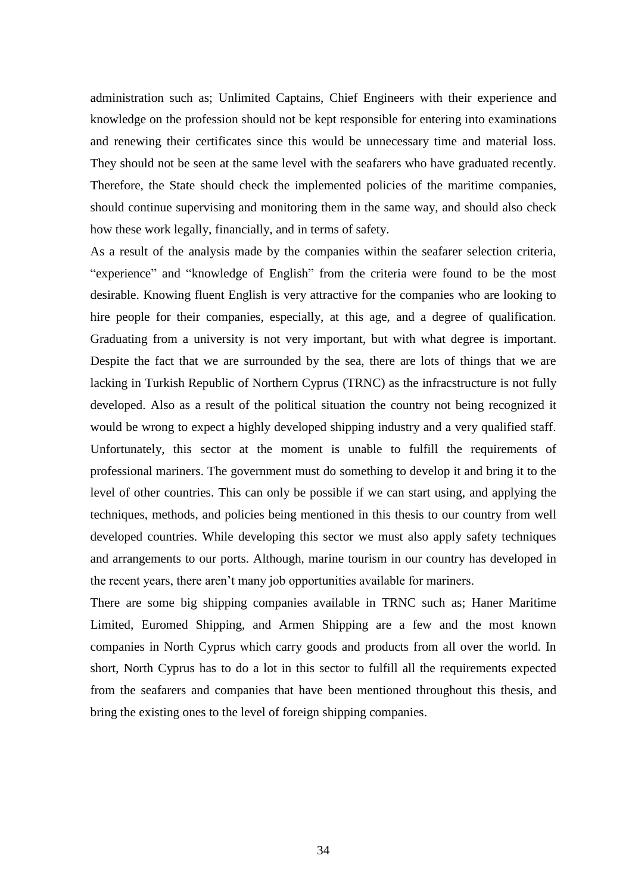administration such as; Unlimited Captains, Chief Engineers with their experience and knowledge on the profession should not be kept responsible for entering into examinations and renewing their certificates since this would be unnecessary time and material loss. They should not be seen at the same level with the seafarers who have graduated recently. Therefore, the State should check the implemented policies of the maritime companies, should continue supervising and monitoring them in the same way, and should also check how these work legally, financially, and in terms of safety.

As a result of the analysis made by the companies within the seafarer selection criteria, "experience" and "knowledge of English" from the criteria were found to be the most desirable. Knowing fluent English is very attractive for the companies who are looking to hire people for their companies, especially, at this age, and a degree of qualification. Graduating from a university is not very important, but with what degree is important. Despite the fact that we are surrounded by the sea, there are lots of things that we are lacking in Turkish Republic of Northern Cyprus (TRNC) as the infracstructure is not fully developed. Also as a result of the political situation the country not being recognized it would be wrong to expect a highly developed shipping industry and a very qualified staff. Unfortunately, this sector at the moment is unable to fulfill the requirements of professional mariners. The government must do something to develop it and bring it to the level of other countries. This can only be possible if we can start using, and applying the techniques, methods, and policies being mentioned in this thesis to our country from well developed countries. While developing this sector we must also apply safety techniques and arrangements to our ports. Although, marine tourism in our country has developed in the recent years, there aren't many job opportunities available for mariners.

There are some big shipping companies available in TRNC such as; Haner Maritime Limited, Euromed Shipping, and Armen Shipping are a few and the most known companies in North Cyprus which carry goods and products from all over the world. In short, North Cyprus has to do a lot in this sector to fulfill all the requirements expected from the seafarers and companies that have been mentioned throughout this thesis, and bring the existing ones to the level of foreign shipping companies.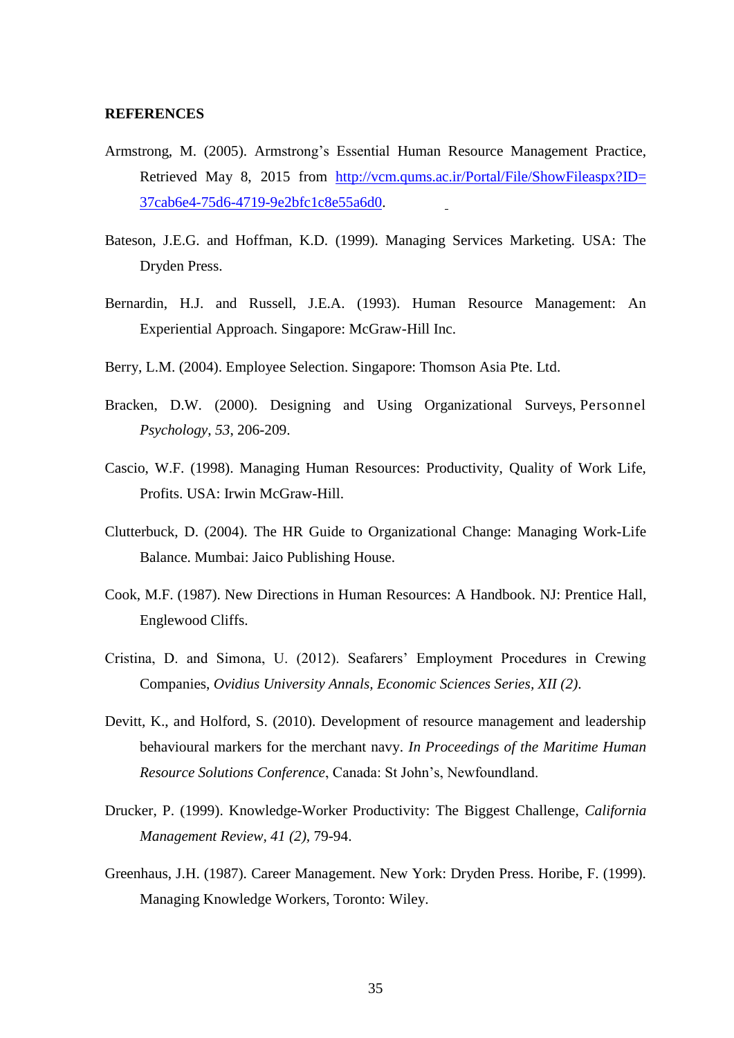**REFERENCES**

Armstrong, M. (2005). Armstrong's Essential Human Resource Management Practice, Retrieved May 8, 2015 from [http://vcm.qums.ac.ir/Portal/File/ShowFileaspx?ID=37cab6e4-75d6-4719-9e2bfc1c8e55a6d0](http://vcm.qums.ac.ir/Portal/File/ShowFileaspx?ID=37cab6e4-75d6-4719-9e2bfc1c8e55a6d0).

Bateson, J.E.G. and Hoffman, K.D. (1999). Managing Services Marketing. USA: The Dryden Press.

Bernardin, H.J. and Russell, J.E.A. (1993). Human Resource Management: An Experiential Approach. Singapore: McGraw-Hill Inc.

Berry, L.M. (2004). Employee Selection. Singapore: Thomson Asia Pte. Ltd.

Bracken, D.W. (2000). Designing and Using Organizational Surveys, Personnel *Psychology*, *53*, 206-209.

Cascio, W.F. (1998). Managing Human Resources: Productivity, Quality of Work Life, Profits. USA: Irwin McGraw-Hill.

Clutterbuck, D. (2004). The HR Guide to Organizational Change: Managing Work-Life Balance. Mumbai: Jaico Publishing House.

Cook, M.F. (1987). New Directions in Human Resources: A Handbook. NJ: Prentice Hall, Englewood Cliffs.

Cristina, D. and Simona, U. (2012). Seafarers' Employment Procedures in Crewing Companies, *Ovidius University Annals, Economic Sciences Series, XII (2)*.

Devitt, K., and Holford, S. (2010). Development of resource management and leadership behavioural markers for the merchant navy. *In Proceedings of the Maritime Human Resource Solutions Conference*, Canada: St John's, Newfoundland.

Drucker, P. (1999). Knowledge-Worker Productivity: The Biggest Challenge, *California Management Review, 41 (2),* 79-94.

Greenhaus, J.H. (1987). Career Management. New York: Dryden Press. Horibe, F. (1999). Managing Knowledge Workers, Toronto: Wiley.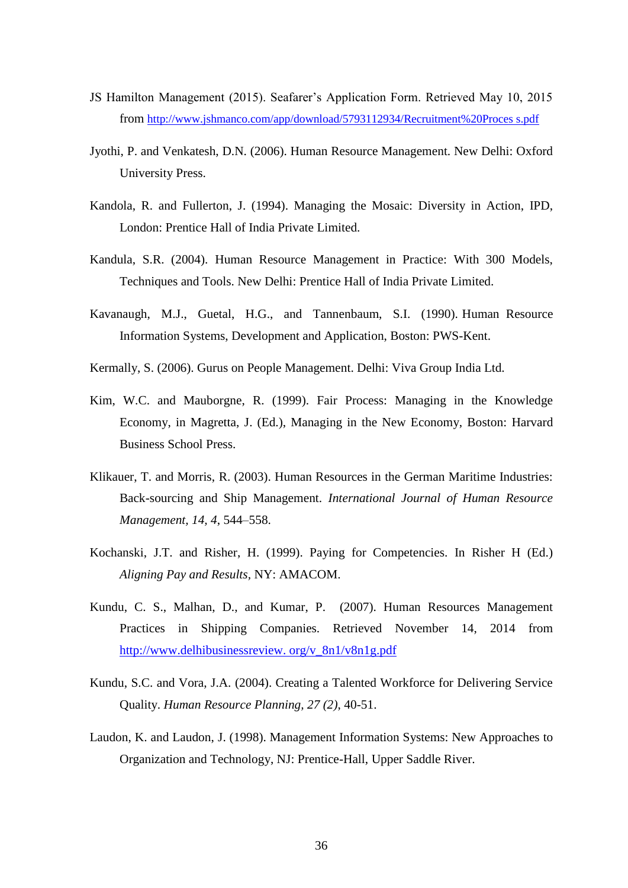JS Hamilton Management (2015). Seafarer's Application Form. Retrieved May 10, 2015 from http://www.jshmanco.com/app/download/5793112934/Recruitment%20Proces s.pdf

Jyothi, P. and Venkatesh, D.N. (2006). Human Resource Management. New Delhi: Oxford University Press.

Kandola, R. and Fullerton, J. (1994). Managing the Mosaic: Diversity in Action, IPD, London: Prentice Hall of India Private Limited.

Kandula, S.R. (2004). Human Resource Management in Practice: With 300 Models, Techniques and Tools. New Delhi: Prentice Hall of India Private Limited.

Kavanaugh, M.J., Guetal, H.G., and Tannenbaum, S.I. (1990). Human Resource Information Systems, Development and Application, Boston: PWS-Kent.

Kermally, S. (2006). Gurus on People Management. Delhi: Viva Group India Ltd.

Kim, W.C. and Mauborgne, R. (1999). Fair Process: Managing in the Knowledge Economy, in Magretta, J. (Ed.), Managing in the New Economy, Boston: Harvard Business School Press.

Klikauer, T. and Morris, R. (2003). Human Resources in the German Maritime Industries: Back-sourcing and Ship Management. *International Journal of Human Resource Management, 14, 4*, 544–558.

Kochanski, J.T. and Risher, H. (1999). Paying for Competencies. In Risher H (Ed.) *Aligning Pay and Results*, NY: AMACOM.

Kundu, C. S., Malhan, D., and Kumar, P. (2007). Human Resources Management Practices in Shipping Companies. Retrieved November 14, 2014 from http://www.delhibusinessreview. org/v_8n1/v8n1g.pdf

Kundu, S.C. and Vora, J.A. (2004). Creating a Talented Workforce for Delivering Service Quality. *Human Resource Planning, 27 (2)*, 40-51.

Laudon, K. and Laudon, J. (1998). Management Information Systems: New Approaches to Organization and Technology, NJ: Prentice-Hall, Upper Saddle River.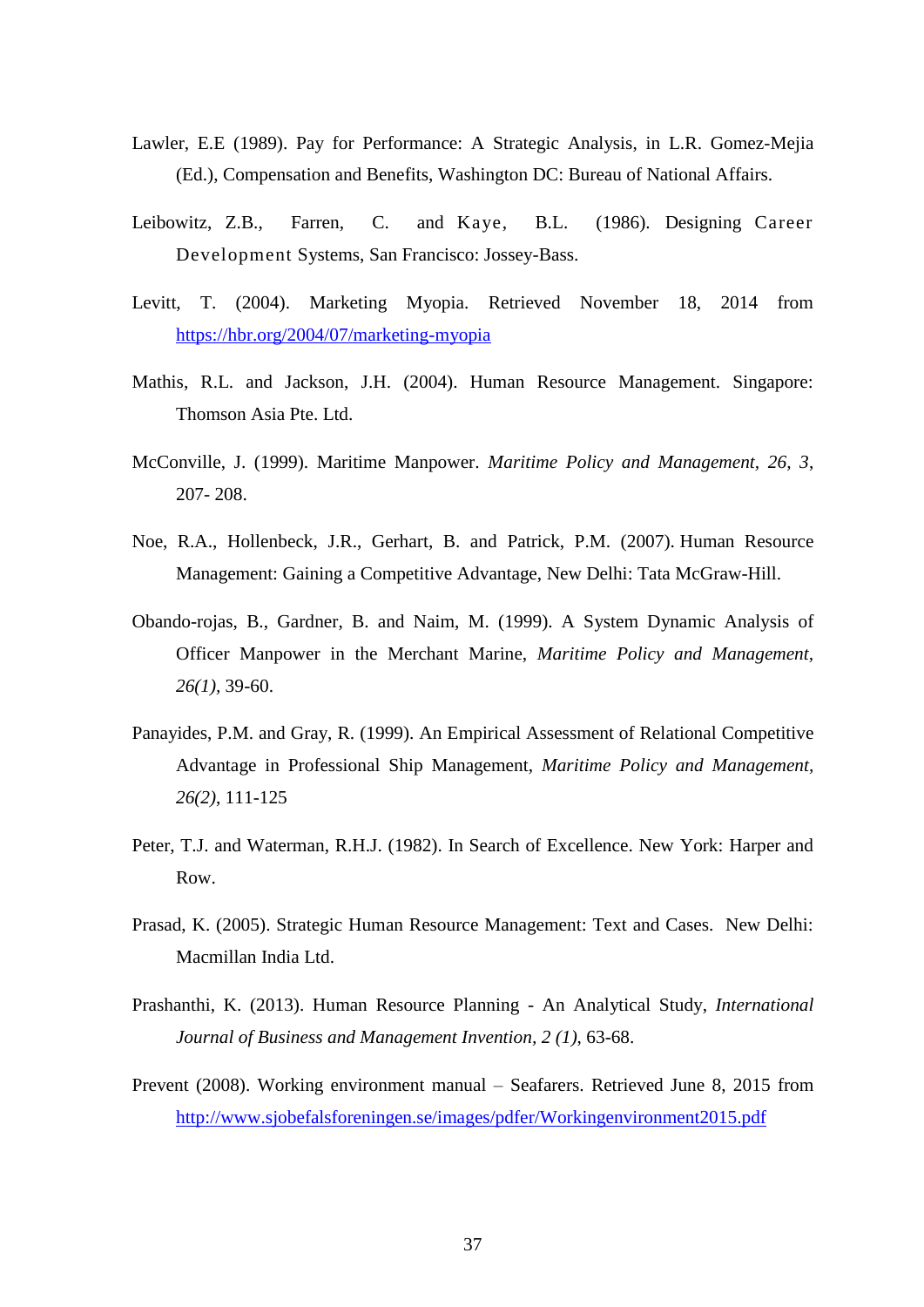Lawler, E.E (1989). Pay for Performance: A Strategic Analysis, in L.R. Gomez-Mejia (Ed.), Compensation and Benefits, Washington DC: Bureau of National Affairs.

Leibowitz, Z.B., Farren, C. and Kaye, B.L. (1986). Designing Career Development Systems, San Francisco: Jossey-Bass.

Levitt, T. (2004). Marketing Myopia. Retrieved November 18, 2014 from https://hbr.org/2004/07/marketing-myopia

Mathis, R.L. and Jackson, J.H. (2004). Human Resource Management. Singapore: Thomson Asia Pte. Ltd.

McConville, J. (1999). Maritime Manpower. *Maritime Policy and Management*, *26, 3*, 207- 208.

Noe, R.A., Hollenbeck, J.R., Gerhart, B. and Patrick, P.M. (2007). Human Resource Management: Gaining a Competitive Advantage, New Delhi: Tata McGraw-Hill.

Obando-rojas, B., Gardner, B. and Naim, M. (1999). A System Dynamic Analysis of Officer Manpower in the Merchant Marine, *Maritime Policy and Management, 26(1)*, 39-60.

Panayides, P.M. and Gray, R. (1999). An Empirical Assessment of Relational Competitive Advantage in Professional Ship Management, *Maritime Policy and Management, 26(2)*, 111-125

Peter, T.J. and Waterman, R.H.J. (1982). In Search of Excellence. New York: Harper and Row.

Prasad, K. (2005). Strategic Human Resource Management: Text and Cases. New Delhi: Macmillan India Ltd.

Prashanthi, K. (2013). Human Resource Planning - An Analytical Study, *International Journal of Business and Management Invention, 2 (1)*, 63-68.

Prevent (2008). Working environment manual – Seafarers. Retrieved June 8, 2015 from http://www.sjobefalsforeningen.se/images/pdfer/Workingenvironment2015.pdf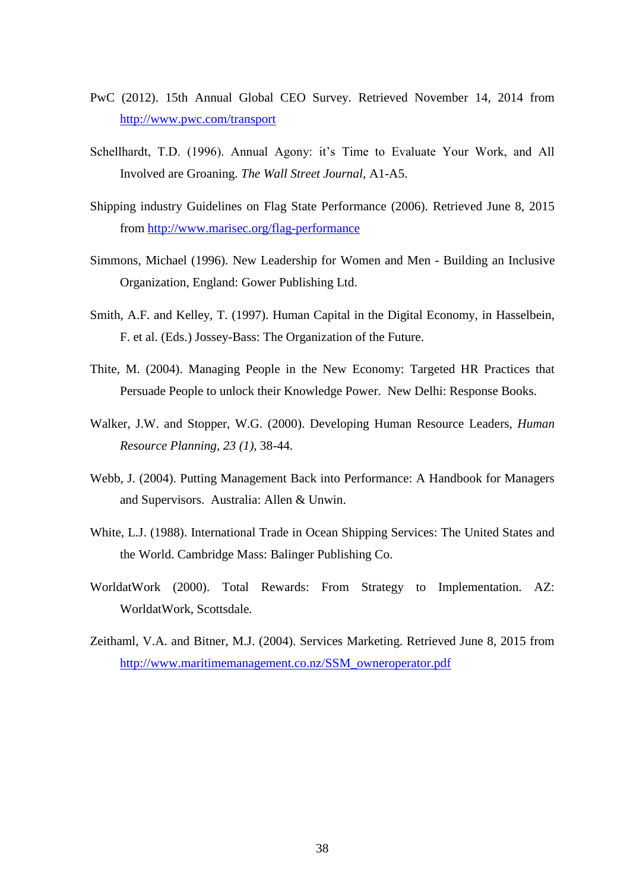PwC (2012). 15th Annual Global CEO Survey. Retrieved November 14, 2014 from http://www.pwc.com/transport

Schellhardt, T.D. (1996). Annual Agony: it's Time to Evaluate Your Work, and All Involved are Groaning. *The Wall Street Journal*, A1-A5.

Shipping industry Guidelines on Flag State Performance (2006). Retrieved June 8, 2015 from http://www.marisec.org/flag-performance

Simmons, Michael (1996). New Leadership for Women and Men - Building an Inclusive Organization, England: Gower Publishing Ltd.

Smith, A.F. and Kelley, T. (1997). Human Capital in the Digital Economy, in Hasselbein, F. et al. (Eds.) Jossey-Bass: The Organization of the Future.

Thite, M. (2004). Managing People in the New Economy: Targeted HR Practices that Persuade People to unlock their Knowledge Power. New Delhi: Response Books.

Walker, J.W. and Stopper, W.G. (2000). Developing Human Resource Leaders, *Human Resource Planning*, *23 (1)*, 38-44.

Webb, J. (2004). Putting Management Back into Performance: A Handbook for Managers and Supervisors. Australia: Allen & Unwin.

White, L.J. (1988). International Trade in Ocean Shipping Services: The United States and the World. Cambridge Mass: Balinger Publishing Co.

WorldatWork (2000). Total Rewards: From Strategy to Implementation. AZ: WorldatWork, Scottsdale.

Zeithaml, V.A. and Bitner, M.J. (2004). Services Marketing. Retrieved June 8, 2015 from http://www.maritimemanagement.co.nz/SSM_owneroperator.pdf